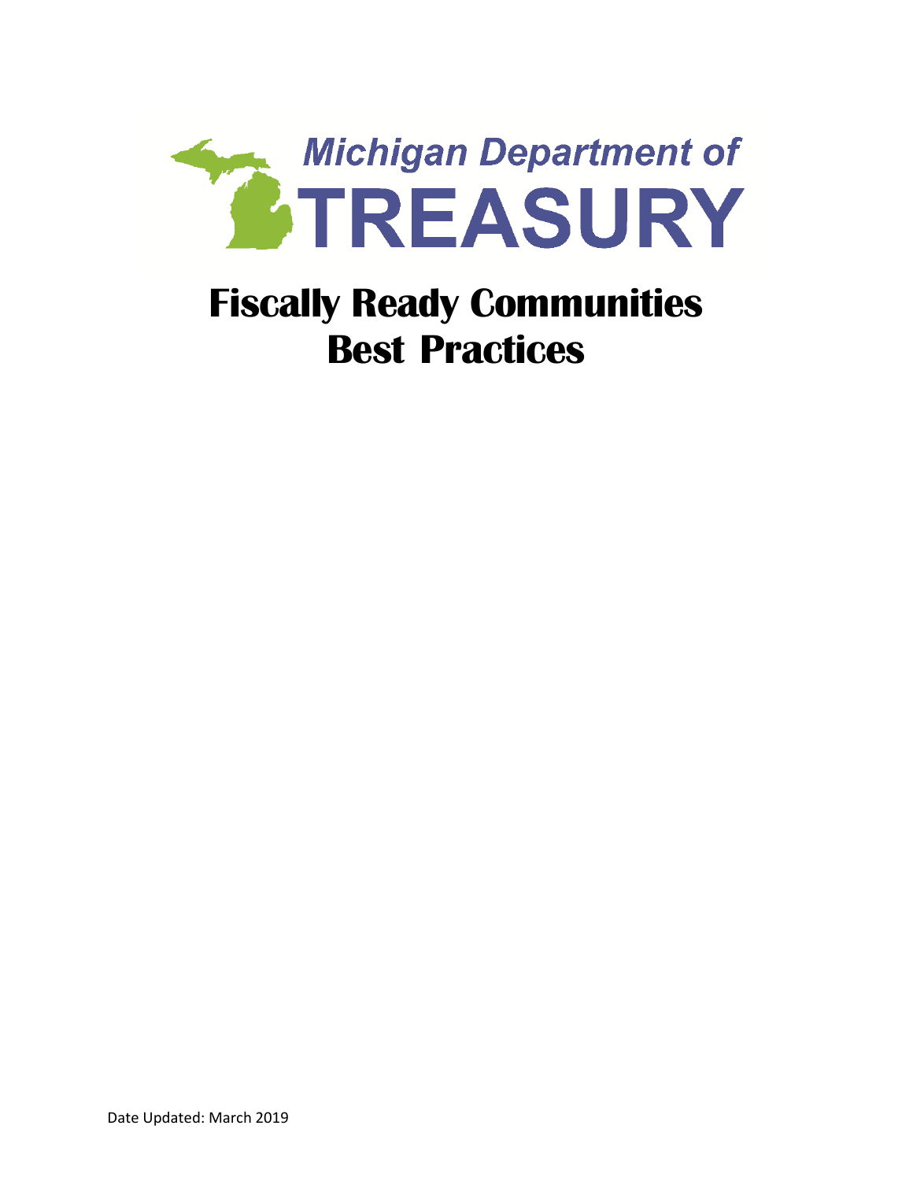Michigan Department of TREASURY

# Fiscally Ready Communities Best Practices

Date Updated: March 2019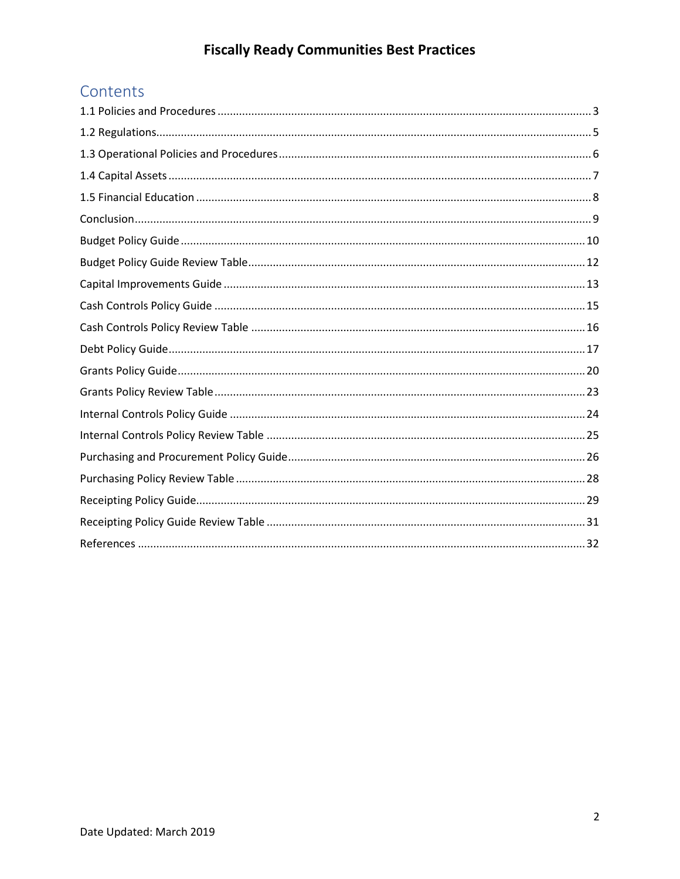## Contents

1.1 Policies and Procedures ........ 3
1.2 Regulations ........ 5
1.3 Operational Policies and Procedures ........ 6
1.4 Capital Assets ........ 7
1.5 Financial Education ........ 8
Conclusion ........ 9
Budget Policy Guide ........ 10
Budget Policy Guide Review Table ........ 12
Capital Improvements Guide ........ 13
Cash Controls Policy Guide ........ 15
Cash Controls Policy Review Table ........ 16
Debt Policy Guide ........ 17
Grants Policy Guide ........ 20
Grants Policy Review Table ........ 23
Internal Controls Policy Guide ........ 24
Internal Controls Policy Review Table ........ 25
Purchasing and Procurement Policy Guide ........ 26
Purchasing Policy Review Table ........ 28
Receipting Policy Guide ........ 29
Receipting Policy Guide Review Table ........ 31
References ........ 32

Date Updated: March 2019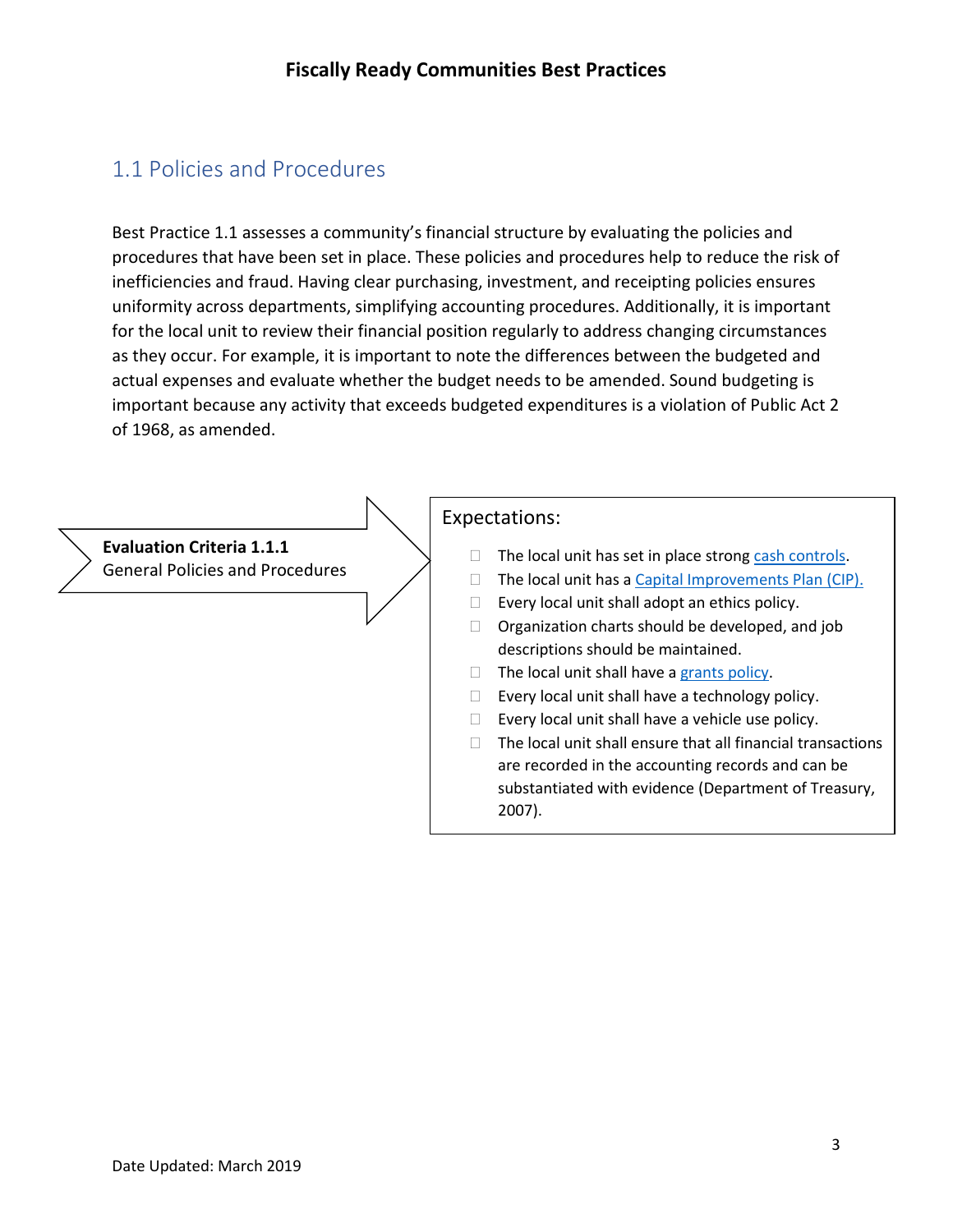# Fiscally Ready Communities Best Practices

## 1.1 Policies and Procedures

Best Practice 1.1 assesses a community's financial structure by evaluating the policies and procedures that have been set in place. These policies and procedures help to reduce the risk of inefficiencies and fraud. Having clear purchasing, investment, and receipting policies ensures uniformity across departments, simplifying accounting procedures. Additionally, it is important for the local unit to review their financial position regularly to address changing circumstances as they occur. For example, it is important to note the differences between the budgeted and actual expenses and evaluate whether the budget needs to be amended. Sound budgeting is important because any activity that exceeds budgeted expenditures is a violation of Public Act 2 of 1968, as amended.

**Evaluation Criteria 1.1.1**
General Policies and Procedures

Expectations:

- The local unit has set in place strong cash controls.
- The local unit has a Capital Improvements Plan (CIP).
- Every local unit shall adopt an ethics policy.
- Organization charts should be developed, and job descriptions should be maintained.
- The local unit shall have a grants policy.
- Every local unit shall have a technology policy.
- Every local unit shall have a vehicle use policy.
- The local unit shall ensure that all financial transactions are recorded in the accounting records and can be substantiated with evidence (Department of Treasury, 2007).

Date Updated: March 2019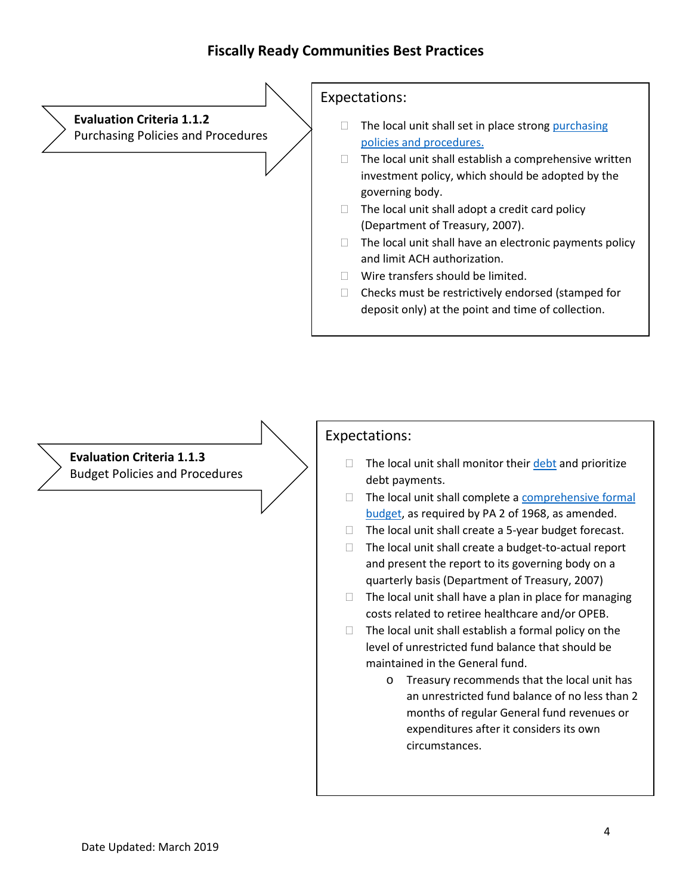# Fiscally Ready Communities Best Practices

**Evaluation Criteria 1.1.2**
Purchasing Policies and Procedures

Expectations:

- The local unit shall set in place strong purchasing policies and procedures.
- The local unit shall establish a comprehensive written investment policy, which should be adopted by the governing body.
- The local unit shall adopt a credit card policy (Department of Treasury, 2007).
- The local unit shall have an electronic payments policy and limit ACH authorization.
- Wire transfers should be limited.
- Checks must be restrictively endorsed (stamped for deposit only) at the point and time of collection.

**Evaluation Criteria 1.1.3**
Budget Policies and Procedures

Expectations:

- The local unit shall monitor their debt and prioritize debt payments.
- The local unit shall complete a comprehensive formal budget, as required by PA 2 of 1968, as amended.
- The local unit shall create a 5-year budget forecast.
- The local unit shall create a budget-to-actual report and present the report to its governing body on a quarterly basis (Department of Treasury, 2007)
- The local unit shall have a plan in place for managing costs related to retiree healthcare and/or OPEB.
- The local unit shall establish a formal policy on the level of unrestricted fund balance that should be maintained in the General fund.
  - Treasury recommends that the local unit has an unrestricted fund balance of no less than 2 months of regular General fund revenues or expenditures after it considers its own circumstances.

Date Updated: March 2019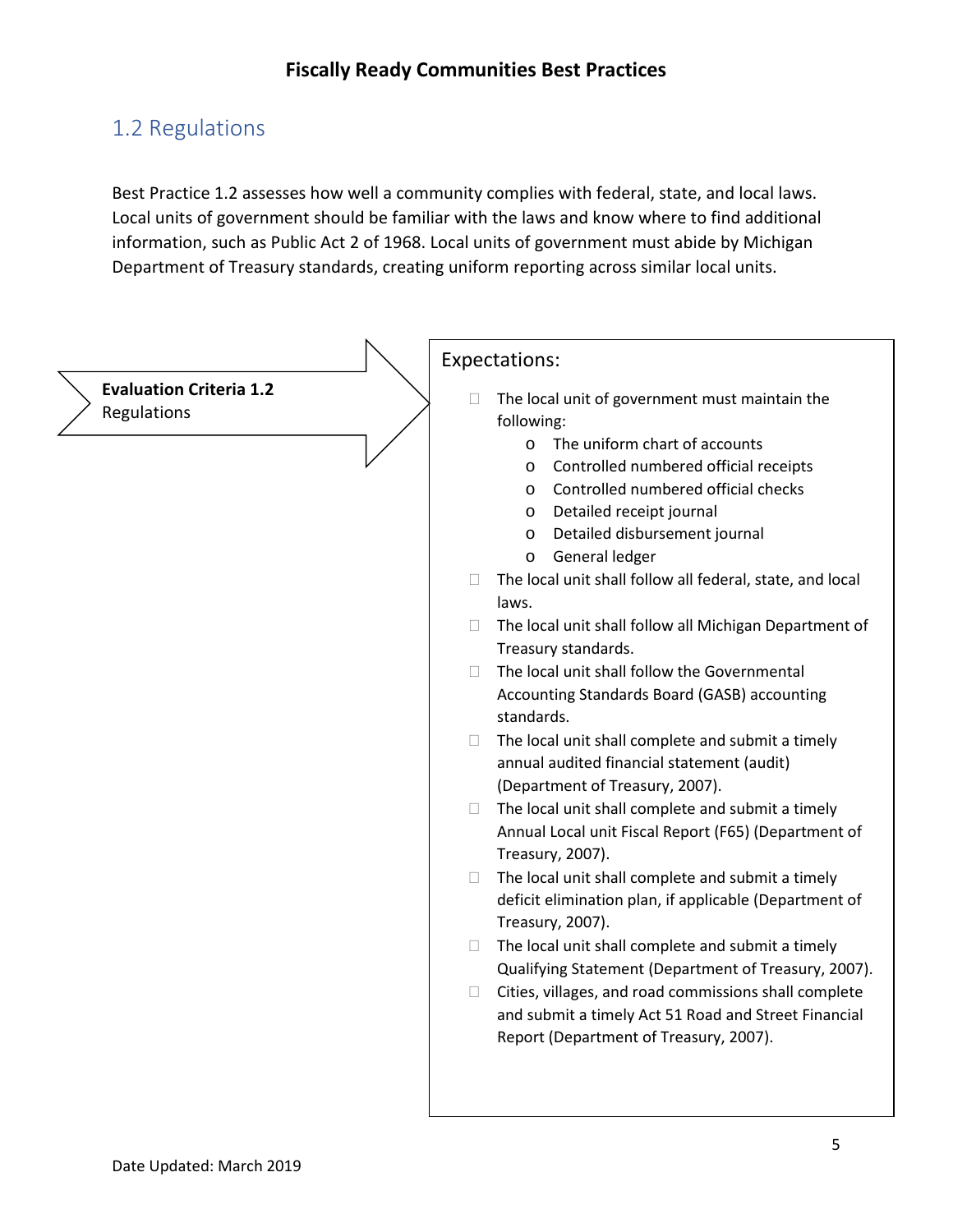## 1.2 Regulations

Best Practice 1.2 assesses how well a community complies with federal, state, and local laws. Local units of government should be familiar with the laws and know where to find additional information, such as Public Act 2 of 1968. Local units of government must abide by Michigan Department of Treasury standards, creating uniform reporting across similar local units.

**Evaluation Criteria 1.2**
Regulations

Expectations:

- The local unit of government must maintain the following:
  - The uniform chart of accounts
  - Controlled numbered official receipts
  - Controlled numbered official checks
  - Detailed receipt journal
  - Detailed disbursement journal
  - General ledger
- The local unit shall follow all federal, state, and local laws.
- The local unit shall follow all Michigan Department of Treasury standards.
- The local unit shall follow the Governmental Accounting Standards Board (GASB) accounting standards.
- The local unit shall complete and submit a timely annual audited financial statement (audit) (Department of Treasury, 2007).
- The local unit shall complete and submit a timely Annual Local unit Fiscal Report (F65) (Department of Treasury, 2007).
- The local unit shall complete and submit a timely deficit elimination plan, if applicable (Department of Treasury, 2007).
- The local unit shall complete and submit a timely Qualifying Statement (Department of Treasury, 2007).
- Cities, villages, and road commissions shall complete and submit a timely Act 51 Road and Street Financial Report (Department of Treasury, 2007).

Date Updated: March 2019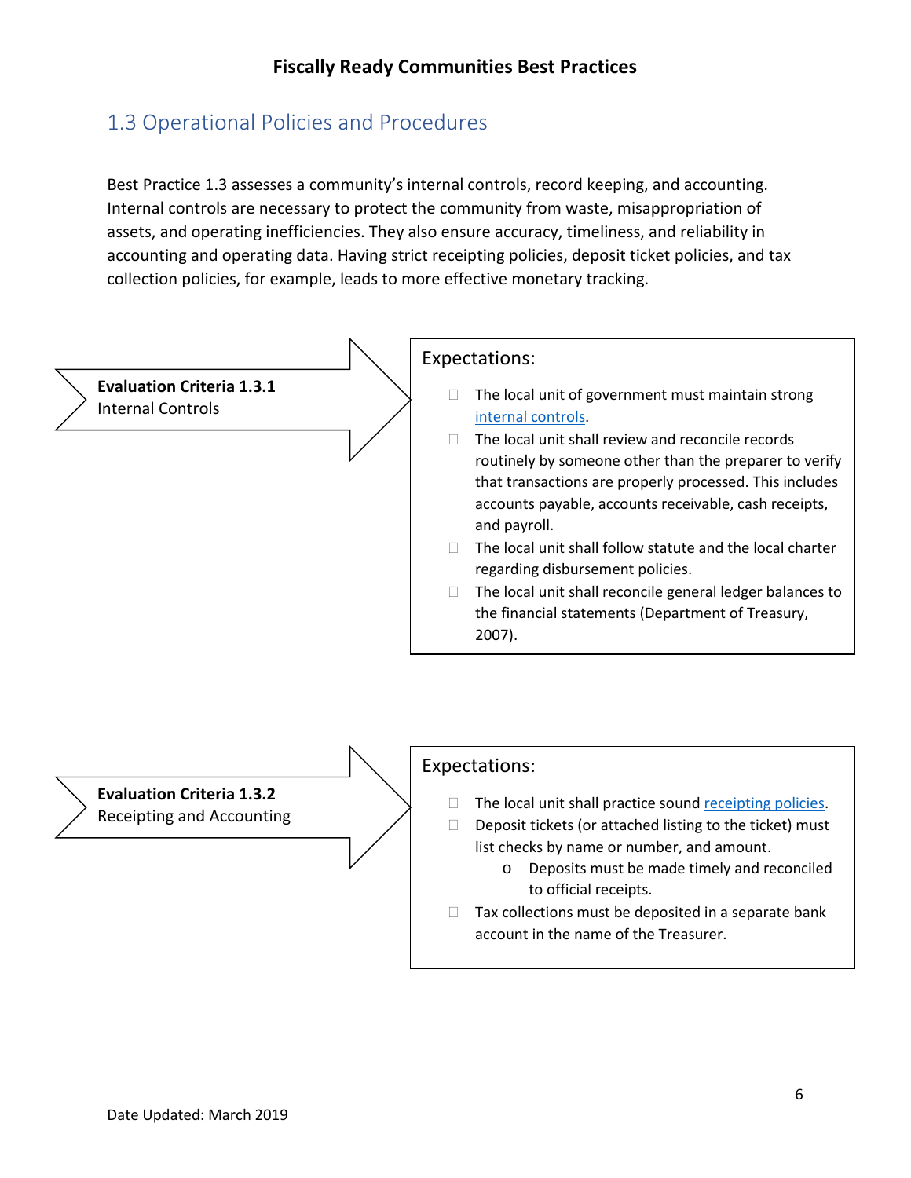## 1.3 Operational Policies and Procedures

Best Practice 1.3 assesses a community's internal controls, record keeping, and accounting. Internal controls are necessary to protect the community from waste, misappropriation of assets, and operating inefficiencies. They also ensure accuracy, timeliness, and reliability in accounting and operating data. Having strict receipting policies, deposit ticket policies, and tax collection policies, for example, leads to more effective monetary tracking.

**Evaluation Criteria 1.3.1**
Internal Controls

Expectations:

- The local unit of government must maintain strong internal controls.
- The local unit shall review and reconcile records routinely by someone other than the preparer to verify that transactions are properly processed. This includes accounts payable, accounts receivable, cash receipts, and payroll.
- The local unit shall follow statute and the local charter regarding disbursement policies.
- The local unit shall reconcile general ledger balances to the financial statements (Department of Treasury, 2007).

**Evaluation Criteria 1.3.2**
Receipting and Accounting

Expectations:

- The local unit shall practice sound receipting policies.
- Deposit tickets (or attached listing to the ticket) must list checks by name or number, and amount.
  - Deposits must be made timely and reconciled to official receipts.
- Tax collections must be deposited in a separate bank account in the name of the Treasurer.

Date Updated: March 2019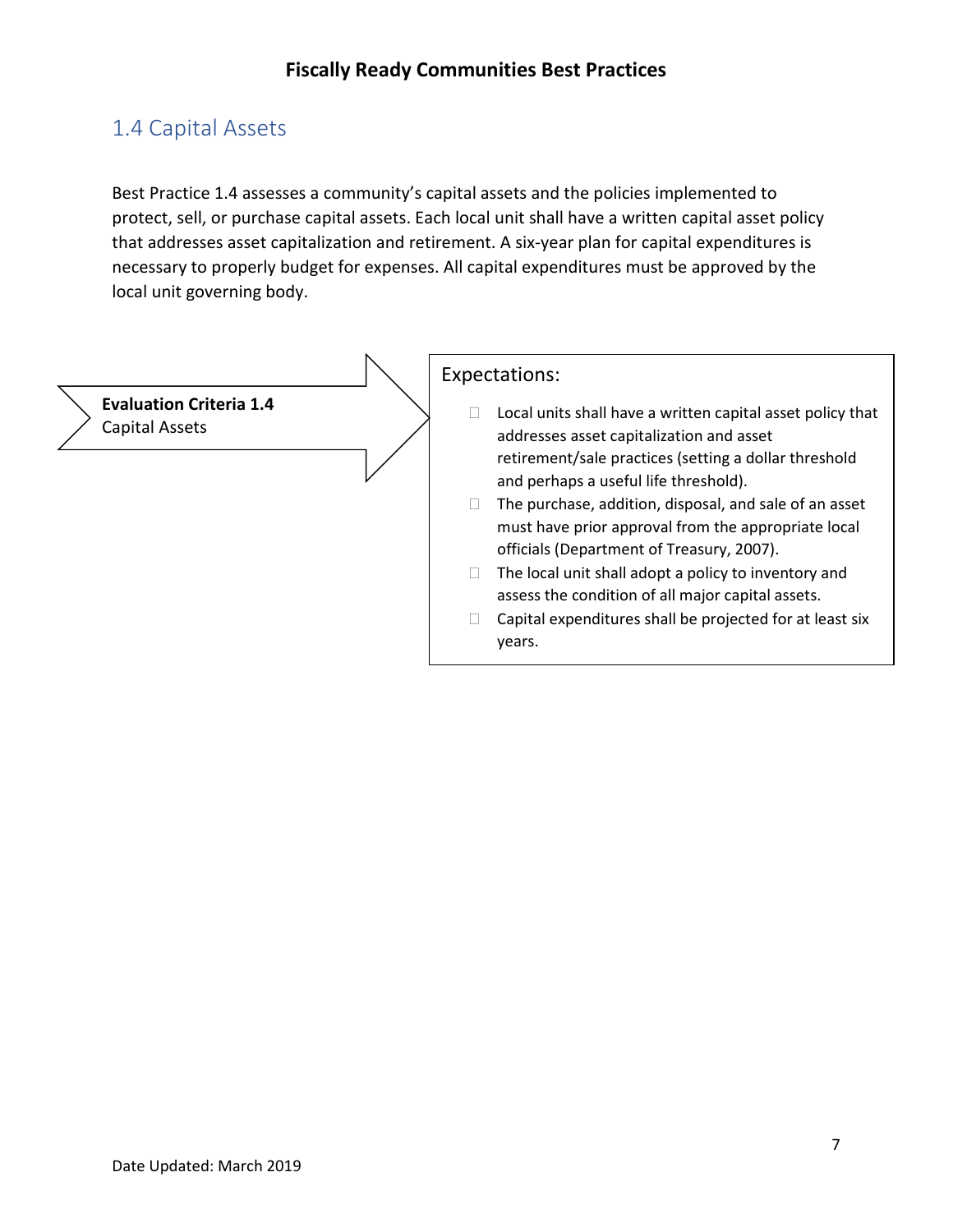## 1.4 Capital Assets

Best Practice 1.4 assesses a community's capital assets and the policies implemented to protect, sell, or purchase capital assets. Each local unit shall have a written capital asset policy that addresses asset capitalization and retirement. A six-year plan for capital expenditures is necessary to properly budget for expenses. All capital expenditures must be approved by the local unit governing body.

**Evaluation Criteria 1.4**
Capital Assets

Expectations:

- Local units shall have a written capital asset policy that addresses asset capitalization and asset retirement/sale practices (setting a dollar threshold and perhaps a useful life threshold).
- The purchase, addition, disposal, and sale of an asset must have prior approval from the appropriate local officials (Department of Treasury, 2007).
- The local unit shall adopt a policy to inventory and assess the condition of all major capital assets.
- Capital expenditures shall be projected for at least six years.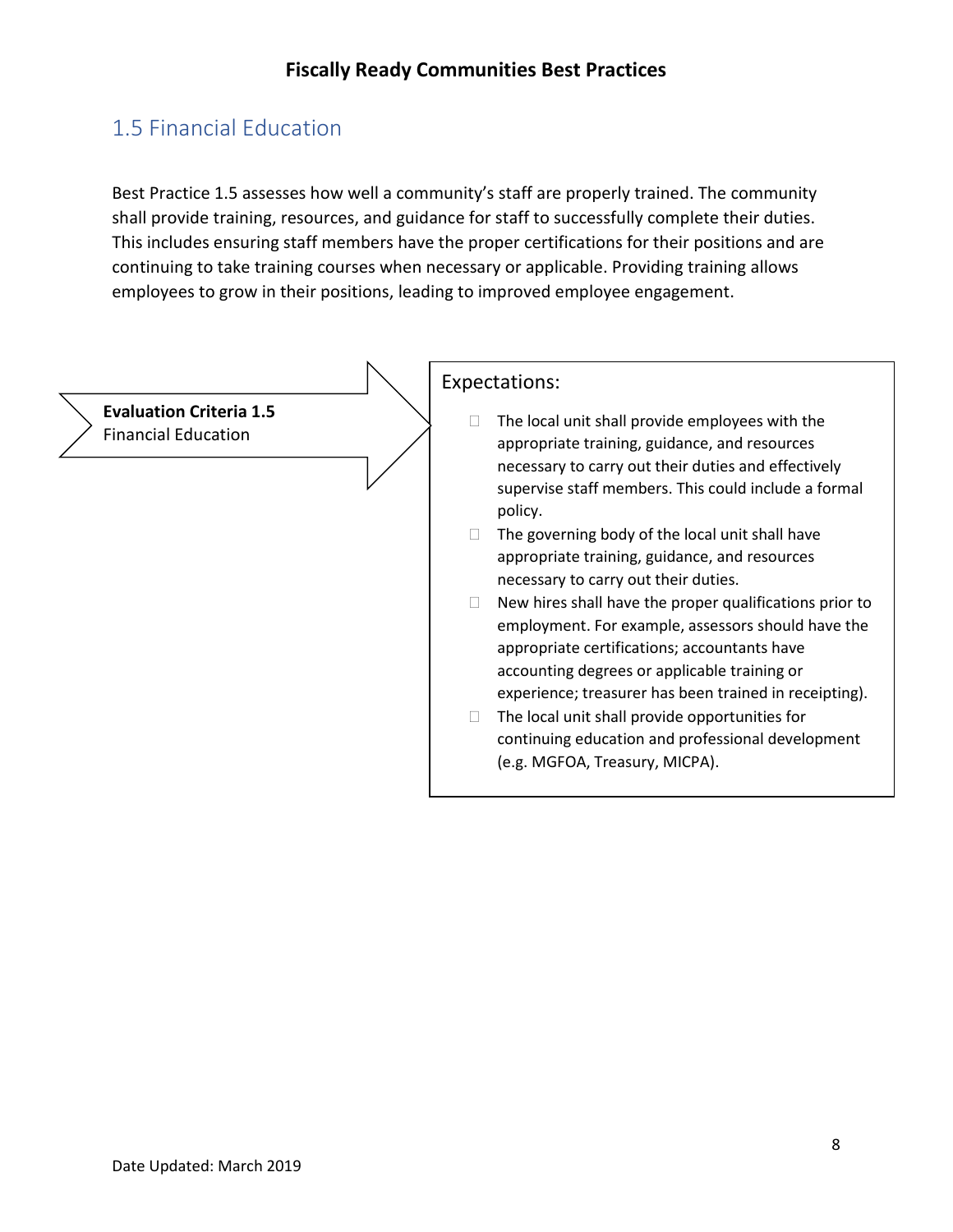## 1.5 Financial Education

Best Practice 1.5 assesses how well a community's staff are properly trained. The community shall provide training, resources, and guidance for staff to successfully complete their duties. This includes ensuring staff members have the proper certifications for their positions and are continuing to take training courses when necessary or applicable. Providing training allows employees to grow in their positions, leading to improved employee engagement.

**Evaluation Criteria 1.5**
Financial Education

Expectations:

- The local unit shall provide employees with the appropriate training, guidance, and resources necessary to carry out their duties and effectively supervise staff members. This could include a formal policy.
- The governing body of the local unit shall have appropriate training, guidance, and resources necessary to carry out their duties.
- New hires shall have the proper qualifications prior to employment. For example, assessors should have the appropriate certifications; accountants have accounting degrees or applicable training or experience; treasurer has been trained in receipting).
- The local unit shall provide opportunities for continuing education and professional development (e.g. MGFOA, Treasury, MICPA).

Date Updated: March 2019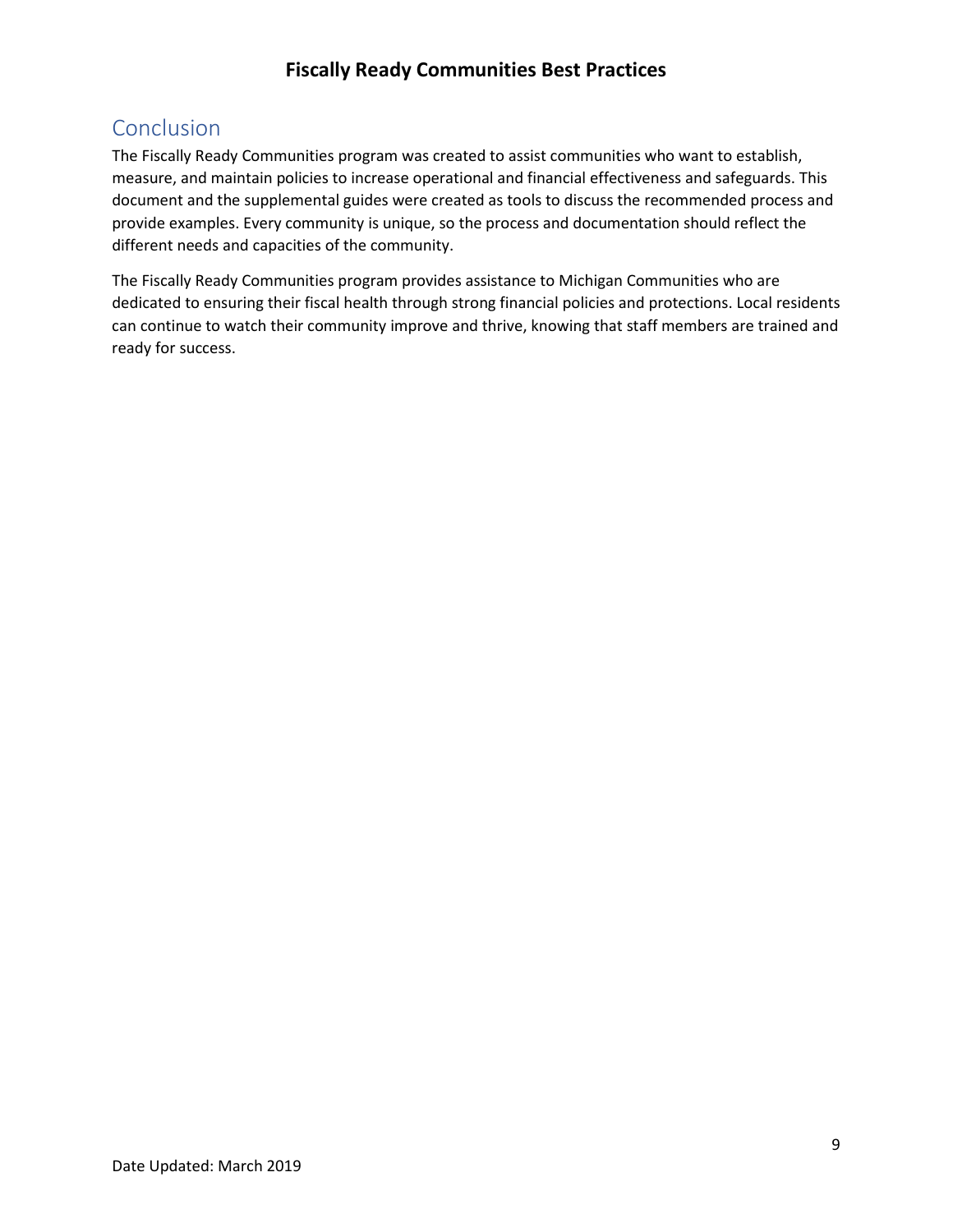## Conclusion

The Fiscally Ready Communities program was created to assist communities who want to establish, measure, and maintain policies to increase operational and financial effectiveness and safeguards. This document and the supplemental guides were created as tools to discuss the recommended process and provide examples. Every community is unique, so the process and documentation should reflect the different needs and capacities of the community.

The Fiscally Ready Communities program provides assistance to Michigan Communities who are dedicated to ensuring their fiscal health through strong financial policies and protections. Local residents can continue to watch their community improve and thrive, knowing that staff members are trained and ready for success.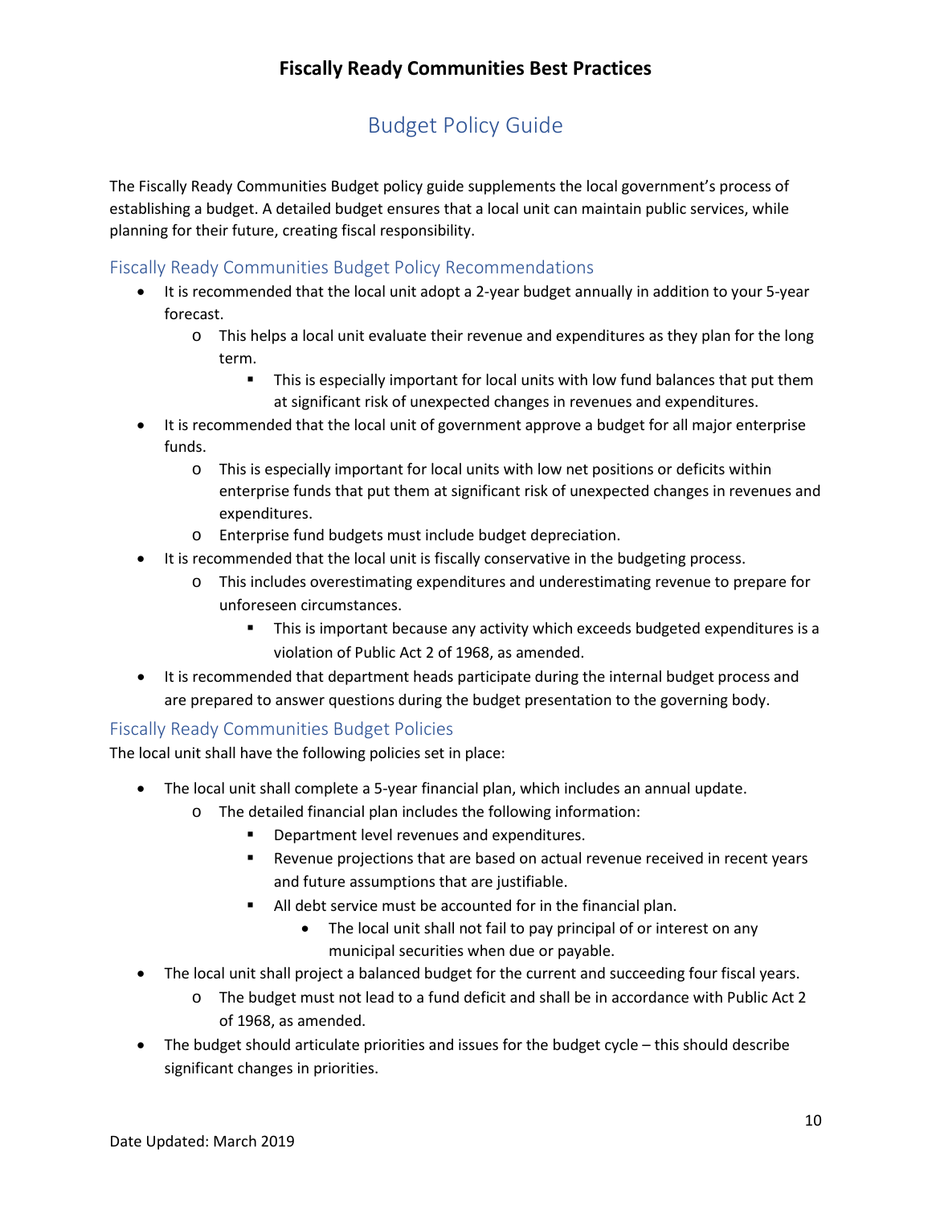# Fiscally Ready Communities Best Practices

## Budget Policy Guide

The Fiscally Ready Communities Budget policy guide supplements the local government's process of establishing a budget. A detailed budget ensures that a local unit can maintain public services, while planning for their future, creating fiscal responsibility.

### Fiscally Ready Communities Budget Policy Recommendations

- It is recommended that the local unit adopt a 2-year budget annually in addition to your 5-year forecast.
  - This helps a local unit evaluate their revenue and expenditures as they plan for the long term.
    - This is especially important for local units with low fund balances that put them at significant risk of unexpected changes in revenues and expenditures.
- It is recommended that the local unit of government approve a budget for all major enterprise funds.
  - This is especially important for local units with low net positions or deficits within enterprise funds that put them at significant risk of unexpected changes in revenues and expenditures.
  - Enterprise fund budgets must include budget depreciation.
- It is recommended that the local unit is fiscally conservative in the budgeting process.
  - This includes overestimating expenditures and underestimating revenue to prepare for unforeseen circumstances.
    - This is important because any activity which exceeds budgeted expenditures is a violation of Public Act 2 of 1968, as amended.
- It is recommended that department heads participate during the internal budget process and are prepared to answer questions during the budget presentation to the governing body.

### Fiscally Ready Communities Budget Policies

The local unit shall have the following policies set in place:

- The local unit shall complete a 5-year financial plan, which includes an annual update.
  - The detailed financial plan includes the following information:
    - Department level revenues and expenditures.
    - Revenue projections that are based on actual revenue received in recent years and future assumptions that are justifiable.
    - All debt service must be accounted for in the financial plan.
      - The local unit shall not fail to pay principal of or interest on any municipal securities when due or payable.
- The local unit shall project a balanced budget for the current and succeeding four fiscal years.
  - The budget must not lead to a fund deficit and shall be in accordance with Public Act 2 of 1968, as amended.
- The budget should articulate priorities and issues for the budget cycle – this should describe significant changes in priorities.

Date Updated: March 2019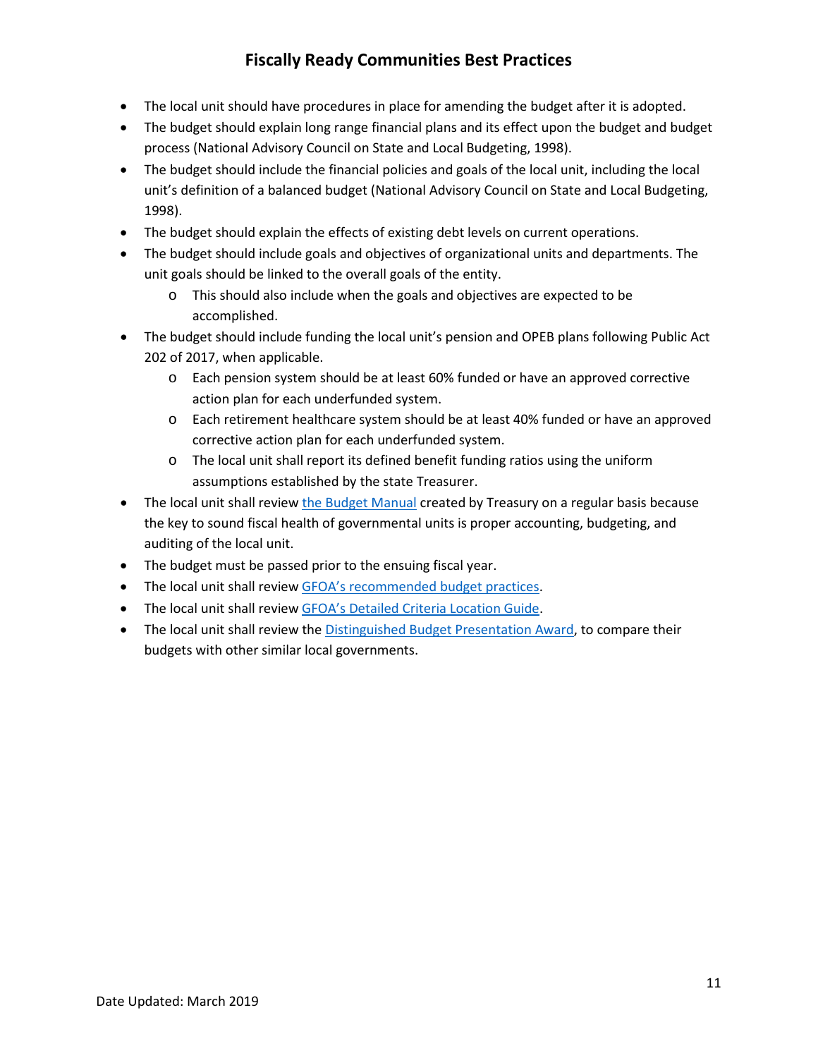- The local unit should have procedures in place for amending the budget after it is adopted.
- The budget should explain long range financial plans and its effect upon the budget and budget process (National Advisory Council on State and Local Budgeting, 1998).
- The budget should include the financial policies and goals of the local unit, including the local unit's definition of a balanced budget (National Advisory Council on State and Local Budgeting, 1998).
- The budget should explain the effects of existing debt levels on current operations.
- The budget should include goals and objectives of organizational units and departments. The unit goals should be linked to the overall goals of the entity.
  - This should also include when the goals and objectives are expected to be accomplished.
- The budget should include funding the local unit's pension and OPEB plans following Public Act 202 of 2017, when applicable.
  - Each pension system should be at least 60% funded or have an approved corrective action plan for each underfunded system.
  - Each retirement healthcare system should be at least 40% funded or have an approved corrective action plan for each underfunded system.
  - The local unit shall report its defined benefit funding ratios using the uniform assumptions established by the state Treasurer.
- The local unit shall review the Budget Manual created by Treasury on a regular basis because the key to sound fiscal health of governmental units is proper accounting, budgeting, and auditing of the local unit.
- The budget must be passed prior to the ensuing fiscal year.
- The local unit shall review GFOA's recommended budget practices.
- The local unit shall review GFOA's Detailed Criteria Location Guide.
- The local unit shall review the Distinguished Budget Presentation Award, to compare their budgets with other similar local governments.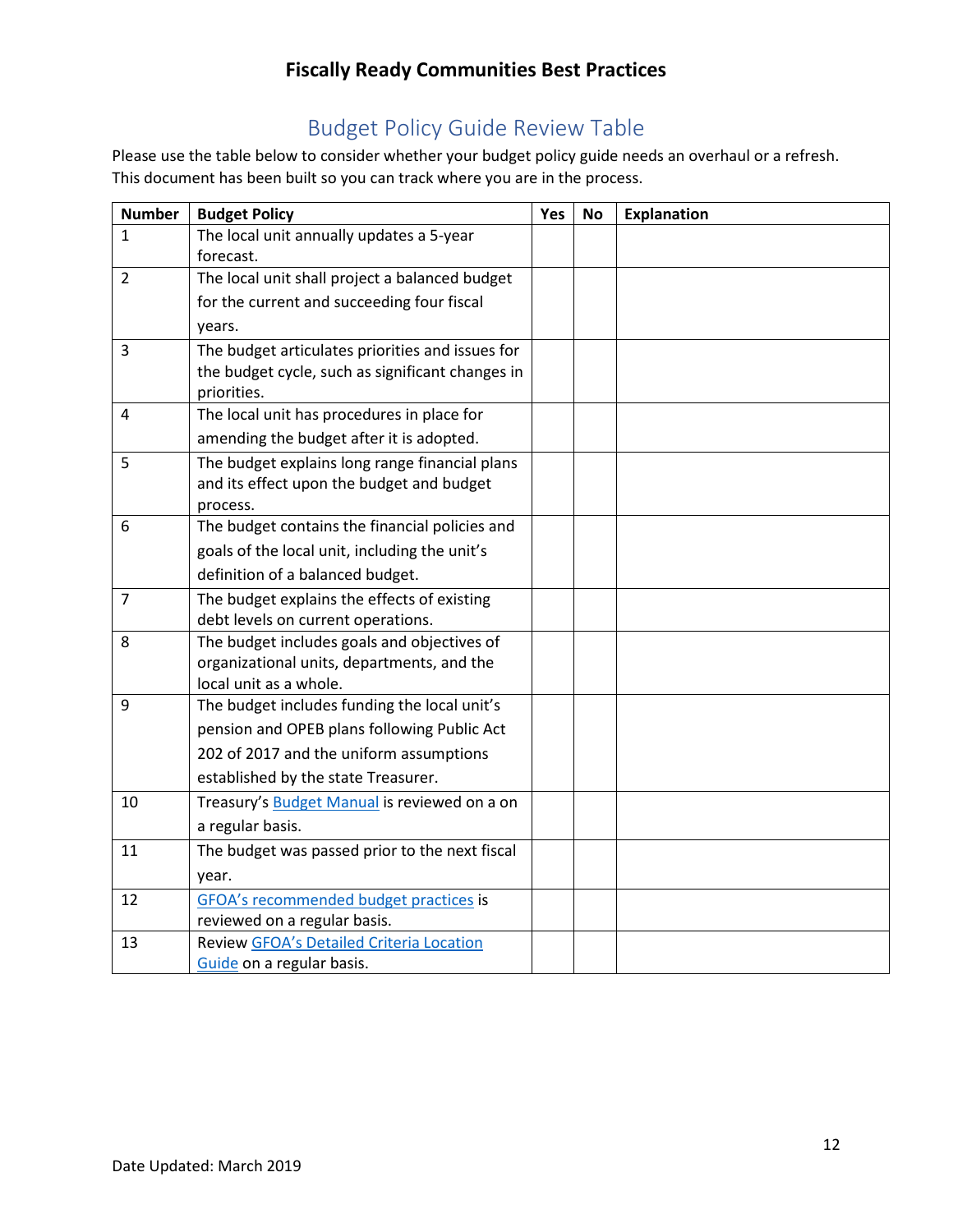# Fiscally Ready Communities Best Practices

## Budget Policy Guide Review Table

Please use the table below to consider whether your budget policy guide needs an overhaul or a refresh. This document has been built so you can track where you are in the process.

| Number | Budget Policy | Yes | No | Explanation |
|---|---|---|---|---|
| 1 | The local unit annually updates a 5-year forecast. | | | |
| 2 | The local unit shall project a balanced budget for the current and succeeding four fiscal years. | | | |
| 3 | The budget articulates priorities and issues for the budget cycle, such as significant changes in priorities. | | | |
| 4 | The local unit has procedures in place for amending the budget after it is adopted. | | | |
| 5 | The budget explains long range financial plans and its effect upon the budget and budget process. | | | |
| 6 | The budget contains the financial policies and goals of the local unit, including the unit's definition of a balanced budget. | | | |
| 7 | The budget explains the effects of existing debt levels on current operations. | | | |
| 8 | The budget includes goals and objectives of organizational units, departments, and the local unit as a whole. | | | |
| 9 | The budget includes funding the local unit's pension and OPEB plans following Public Act 202 of 2017 and the uniform assumptions established by the state Treasurer. | | | |
| 10 | Treasury's Budget Manual is reviewed on a on a regular basis. | | | |
| 11 | The budget was passed prior to the next fiscal year. | | | |
| 12 | GFOA's recommended budget practices is reviewed on a regular basis. | | | |
| 13 | Review GFOA's Detailed Criteria Location Guide on a regular basis. | | | |

Date Updated: March 2019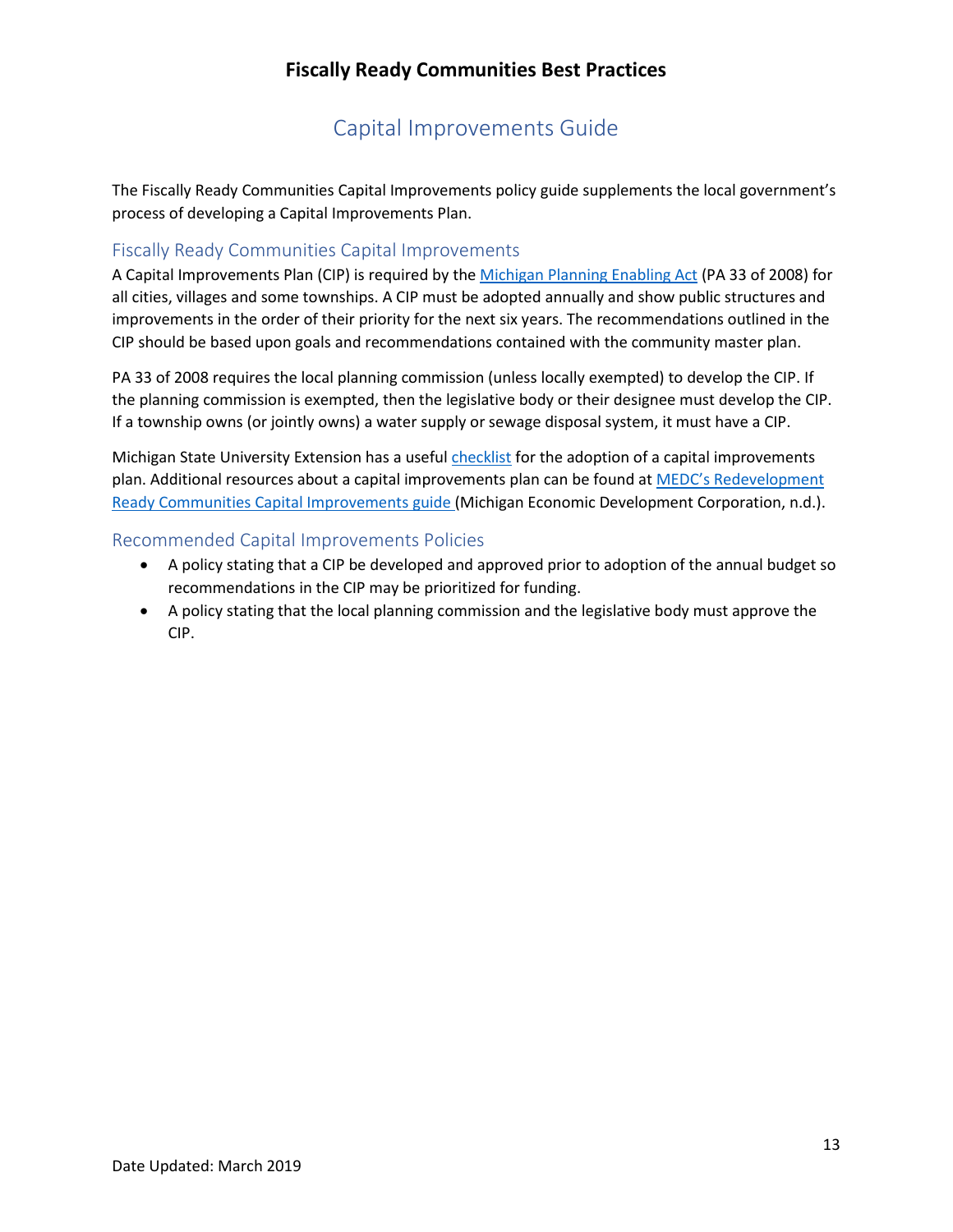## Capital Improvements Guide

The Fiscally Ready Communities Capital Improvements policy guide supplements the local government's process of developing a Capital Improvements Plan.

### Fiscally Ready Communities Capital Improvements

A Capital Improvements Plan (CIP) is required by the Michigan Planning Enabling Act (PA 33 of 2008) for all cities, villages and some townships. A CIP must be adopted annually and show public structures and improvements in the order of their priority for the next six years. The recommendations outlined in the CIP should be based upon goals and recommendations contained with the community master plan.

PA 33 of 2008 requires the local planning commission (unless locally exempted) to develop the CIP. If the planning commission is exempted, then the legislative body or their designee must develop the CIP. If a township owns (or jointly owns) a water supply or sewage disposal system, it must have a CIP.

Michigan State University Extension has a useful checklist for the adoption of a capital improvements plan. Additional resources about a capital improvements plan can be found at MEDC's Redevelopment Ready Communities Capital Improvements guide (Michigan Economic Development Corporation, n.d.).

### Recommended Capital Improvements Policies

- A policy stating that a CIP be developed and approved prior to adoption of the annual budget so recommendations in the CIP may be prioritized for funding.
- A policy stating that the local planning commission and the legislative body must approve the CIP.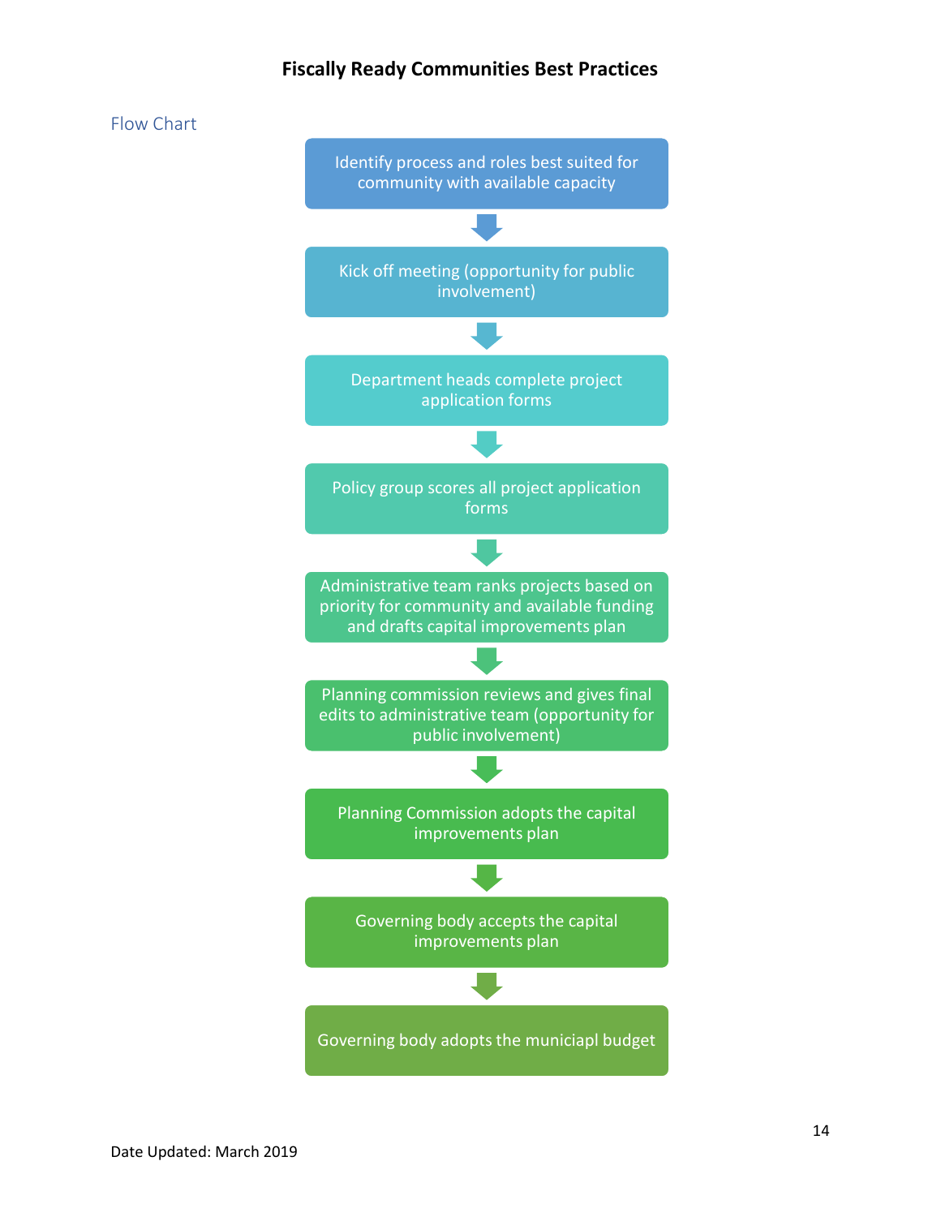# Fiscally Ready Communities Best Practices

## Flow Chart

1. Identify process and roles best suited for community with available capacity
2. Kick off meeting (opportunity for public involvement)
3. Department heads complete project application forms
4. Policy group scores all project application forms
5. Administrative team ranks projects based on priority for community and available funding and drafts capital improvements plan
6. Planning commission reviews and gives final edits to administrative team (opportunity for public involvement)
7. Planning Commission adopts the capital improvements plan
8. Governing body accepts the capital improvements plan
9. Governing body adopts the municiapl budget

Date Updated: March 2019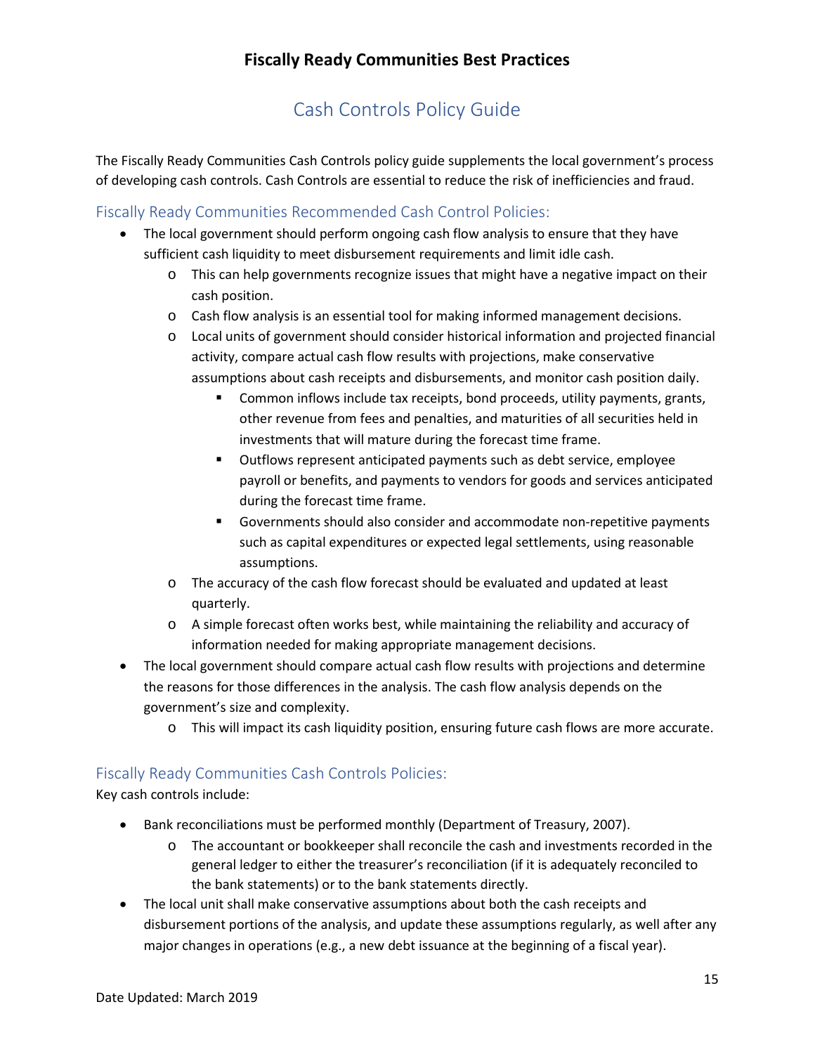# Fiscally Ready Communities Best Practices

## Cash Controls Policy Guide

The Fiscally Ready Communities Cash Controls policy guide supplements the local government's process of developing cash controls. Cash Controls are essential to reduce the risk of inefficiencies and fraud.

### Fiscally Ready Communities Recommended Cash Control Policies:

- The local government should perform ongoing cash flow analysis to ensure that they have sufficient cash liquidity to meet disbursement requirements and limit idle cash.
  - This can help governments recognize issues that might have a negative impact on their cash position.
  - Cash flow analysis is an essential tool for making informed management decisions.
  - Local units of government should consider historical information and projected financial activity, compare actual cash flow results with projections, make conservative assumptions about cash receipts and disbursements, and monitor cash position daily.
    - Common inflows include tax receipts, bond proceeds, utility payments, grants, other revenue from fees and penalties, and maturities of all securities held in investments that will mature during the forecast time frame.
    - Outflows represent anticipated payments such as debt service, employee payroll or benefits, and payments to vendors for goods and services anticipated during the forecast time frame.
    - Governments should also consider and accommodate non-repetitive payments such as capital expenditures or expected legal settlements, using reasonable assumptions.
  - The accuracy of the cash flow forecast should be evaluated and updated at least quarterly.
  - A simple forecast often works best, while maintaining the reliability and accuracy of information needed for making appropriate management decisions.
- The local government should compare actual cash flow results with projections and determine the reasons for those differences in the analysis. The cash flow analysis depends on the government's size and complexity.
  - This will impact its cash liquidity position, ensuring future cash flows are more accurate.

### Fiscally Ready Communities Cash Controls Policies:

Key cash controls include:

- Bank reconciliations must be performed monthly (Department of Treasury, 2007).
  - The accountant or bookkeeper shall reconcile the cash and investments recorded in the general ledger to either the treasurer's reconciliation (if it is adequately reconciled to the bank statements) or to the bank statements directly.
- The local unit shall make conservative assumptions about both the cash receipts and disbursement portions of the analysis, and update these assumptions regularly, as well after any major changes in operations (e.g., a new debt issuance at the beginning of a fiscal year).

Date Updated: March 2019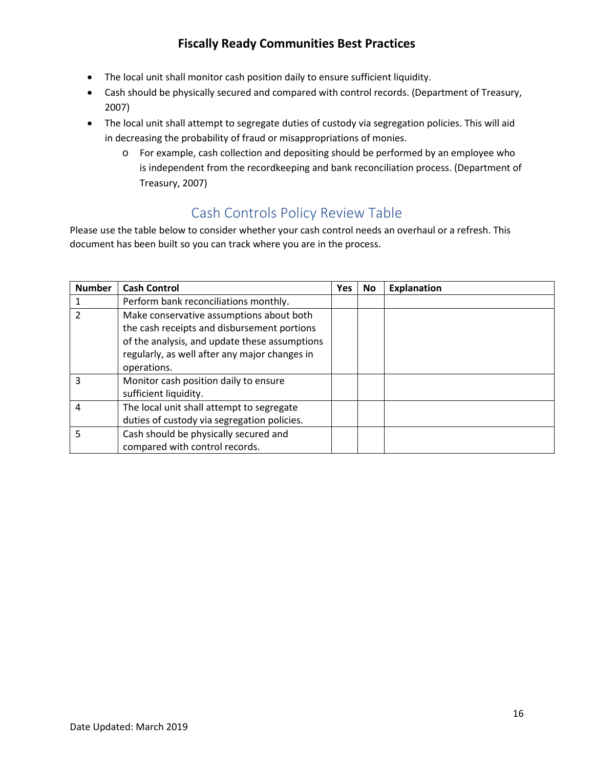- The local unit shall monitor cash position daily to ensure sufficient liquidity.
- Cash should be physically secured and compared with control records. (Department of Treasury, 2007)
- The local unit shall attempt to segregate duties of custody via segregation policies. This will aid in decreasing the probability of fraud or misappropriations of monies.
  - For example, cash collection and depositing should be performed by an employee who is independent from the recordkeeping and bank reconciliation process. (Department of Treasury, 2007)

## Cash Controls Policy Review Table

Please use the table below to consider whether your cash control needs an overhaul or a refresh. This document has been built so you can track where you are in the process.

| Number | Cash Control | Yes | No | Explanation |
|---|---|---|---|---|
| 1 | Perform bank reconciliations monthly. | | | |
| 2 | Make conservative assumptions about both the cash receipts and disbursement portions of the analysis, and update these assumptions regularly, as well after any major changes in operations. | | | |
| 3 | Monitor cash position daily to ensure sufficient liquidity. | | | |
| 4 | The local unit shall attempt to segregate duties of custody via segregation policies. | | | |
| 5 | Cash should be physically secured and compared with control records. | | | |

Date Updated: March 2019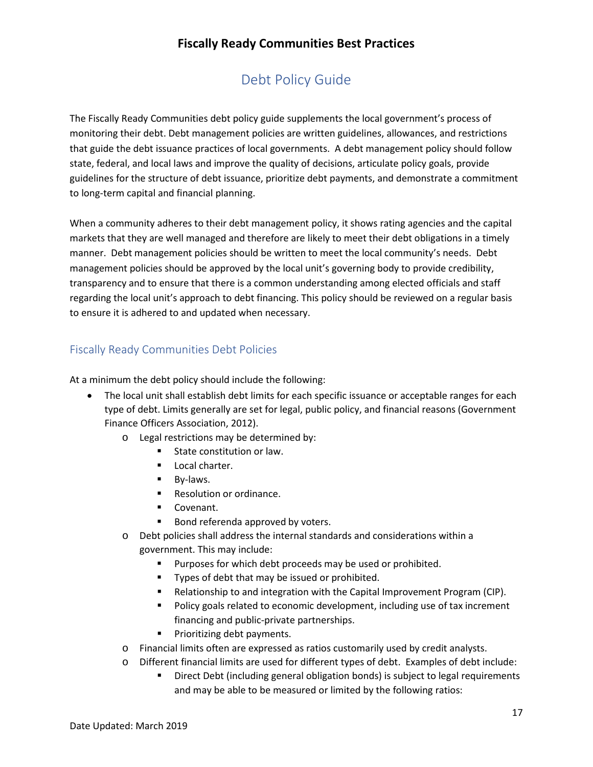# Fiscally Ready Communities Best Practices

## Debt Policy Guide

The Fiscally Ready Communities debt policy guide supplements the local government's process of monitoring their debt. Debt management policies are written guidelines, allowances, and restrictions that guide the debt issuance practices of local governments. A debt management policy should follow state, federal, and local laws and improve the quality of decisions, articulate policy goals, provide guidelines for the structure of debt issuance, prioritize debt payments, and demonstrate a commitment to long-term capital and financial planning.

When a community adheres to their debt management policy, it shows rating agencies and the capital markets that they are well managed and therefore are likely to meet their debt obligations in a timely manner. Debt management policies should be written to meet the local community's needs. Debt management policies should be approved by the local unit's governing body to provide credibility, transparency and to ensure that there is a common understanding among elected officials and staff regarding the local unit's approach to debt financing. This policy should be reviewed on a regular basis to ensure it is adhered to and updated when necessary.

### Fiscally Ready Communities Debt Policies

At a minimum the debt policy should include the following:

- The local unit shall establish debt limits for each specific issuance or acceptable ranges for each type of debt. Limits generally are set for legal, public policy, and financial reasons (Government Finance Officers Association, 2012).
  - Legal restrictions may be determined by:
    - State constitution or law.
    - Local charter.
    - By-laws.
    - Resolution or ordinance.
    - Covenant.
    - Bond referenda approved by voters.
  - Debt policies shall address the internal standards and considerations within a government. This may include:
    - Purposes for which debt proceeds may be used or prohibited.
    - Types of debt that may be issued or prohibited.
    - Relationship to and integration with the Capital Improvement Program (CIP).
    - Policy goals related to economic development, including use of tax increment financing and public-private partnerships.
    - Prioritizing debt payments.
  - Financial limits often are expressed as ratios customarily used by credit analysts.
  - Different financial limits are used for different types of debt. Examples of debt include:
    - Direct Debt (including general obligation bonds) is subject to legal requirements and may be able to be measured or limited by the following ratios:

Date Updated: March 2019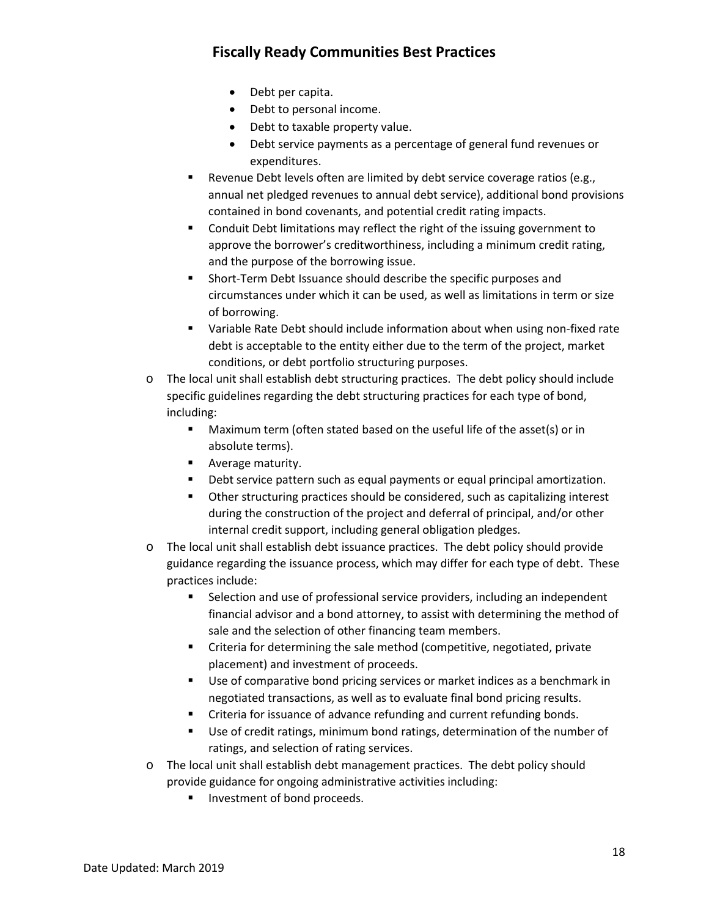- Debt per capita.
      - Debt to personal income.
      - Debt to taxable property value.
      - Debt service payments as a percentage of general fund revenues or expenditures.
    - Revenue Debt levels often are limited by debt service coverage ratios (e.g., annual net pledged revenues to annual debt service), additional bond provisions contained in bond covenants, and potential credit rating impacts.
    - Conduit Debt limitations may reflect the right of the issuing government to approve the borrower's creditworthiness, including a minimum credit rating, and the purpose of the borrowing issue.
    - Short-Term Debt Issuance should describe the specific purposes and circumstances under which it can be used, as well as limitations in term or size of borrowing.
    - Variable Rate Debt should include information about when using non-fixed rate debt is acceptable to the entity either due to the term of the project, market conditions, or debt portfolio structuring purposes.
- The local unit shall establish debt structuring practices. The debt policy should include specific guidelines regarding the debt structuring practices for each type of bond, including:
    - Maximum term (often stated based on the useful life of the asset(s) or in absolute terms).
    - Average maturity.
    - Debt service pattern such as equal payments or equal principal amortization.
    - Other structuring practices should be considered, such as capitalizing interest during the construction of the project and deferral of principal, and/or other internal credit support, including general obligation pledges.
- The local unit shall establish debt issuance practices. The debt policy should provide guidance regarding the issuance process, which may differ for each type of debt. These practices include:
    - Selection and use of professional service providers, including an independent financial advisor and a bond attorney, to assist with determining the method of sale and the selection of other financing team members.
    - Criteria for determining the sale method (competitive, negotiated, private placement) and investment of proceeds.
    - Use of comparative bond pricing services or market indices as a benchmark in negotiated transactions, as well as to evaluate final bond pricing results.
    - Criteria for issuance of advance refunding and current refunding bonds.
    - Use of credit ratings, minimum bond ratings, determination of the number of ratings, and selection of rating services.
- The local unit shall establish debt management practices. The debt policy should provide guidance for ongoing administrative activities including:
    - Investment of bond proceeds.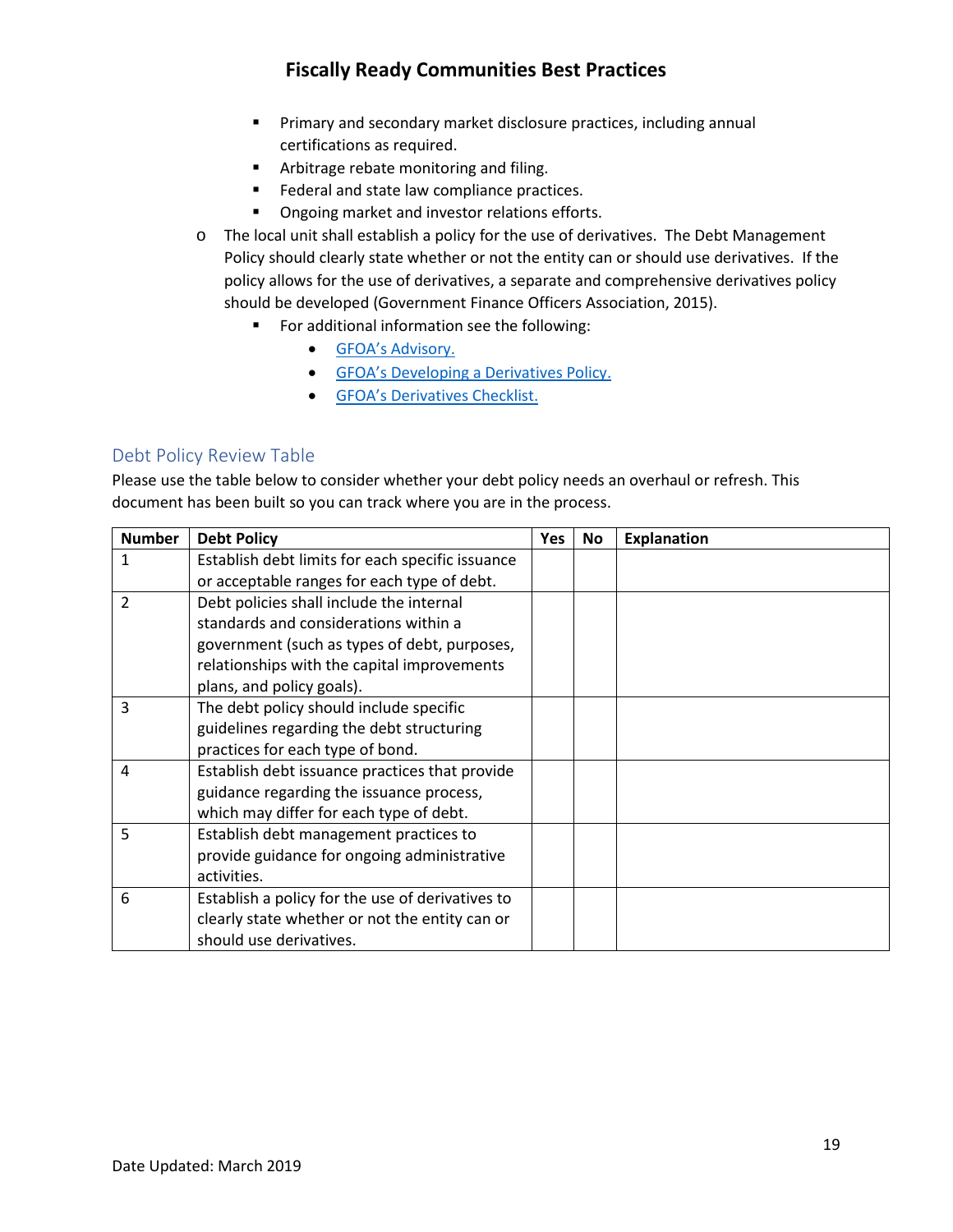- Primary and secondary market disclosure practices, including annual certifications as required.
    - Arbitrage rebate monitoring and filing.
    - Federal and state law compliance practices.
    - Ongoing market and investor relations efforts.
  - The local unit shall establish a policy for the use of derivatives. The Debt Management Policy should clearly state whether or not the entity can or should use derivatives. If the policy allows for the use of derivatives, a separate and comprehensive derivatives policy should be developed (Government Finance Officers Association, 2015).
    - For additional information see the following:
      - GFOA's Advisory.
      - GFOA's Developing a Derivatives Policy.
      - GFOA's Derivatives Checklist.

## Debt Policy Review Table

Please use the table below to consider whether your debt policy needs an overhaul or refresh. This document has been built so you can track where you are in the process.

| Number | Debt Policy | Yes | No | Explanation |
|---|---|---|---|---|
| 1 | Establish debt limits for each specific issuance or acceptable ranges for each type of debt. | | | |
| 2 | Debt policies shall include the internal standards and considerations within a government (such as types of debt, purposes, relationships with the capital improvements plans, and policy goals). | | | |
| 3 | The debt policy should include specific guidelines regarding the debt structuring practices for each type of bond. | | | |
| 4 | Establish debt issuance practices that provide guidance regarding the issuance process, which may differ for each type of debt. | | | |
| 5 | Establish debt management practices to provide guidance for ongoing administrative activities. | | | |
| 6 | Establish a policy for the use of derivatives to clearly state whether or not the entity can or should use derivatives. | | | |

Date Updated: March 2019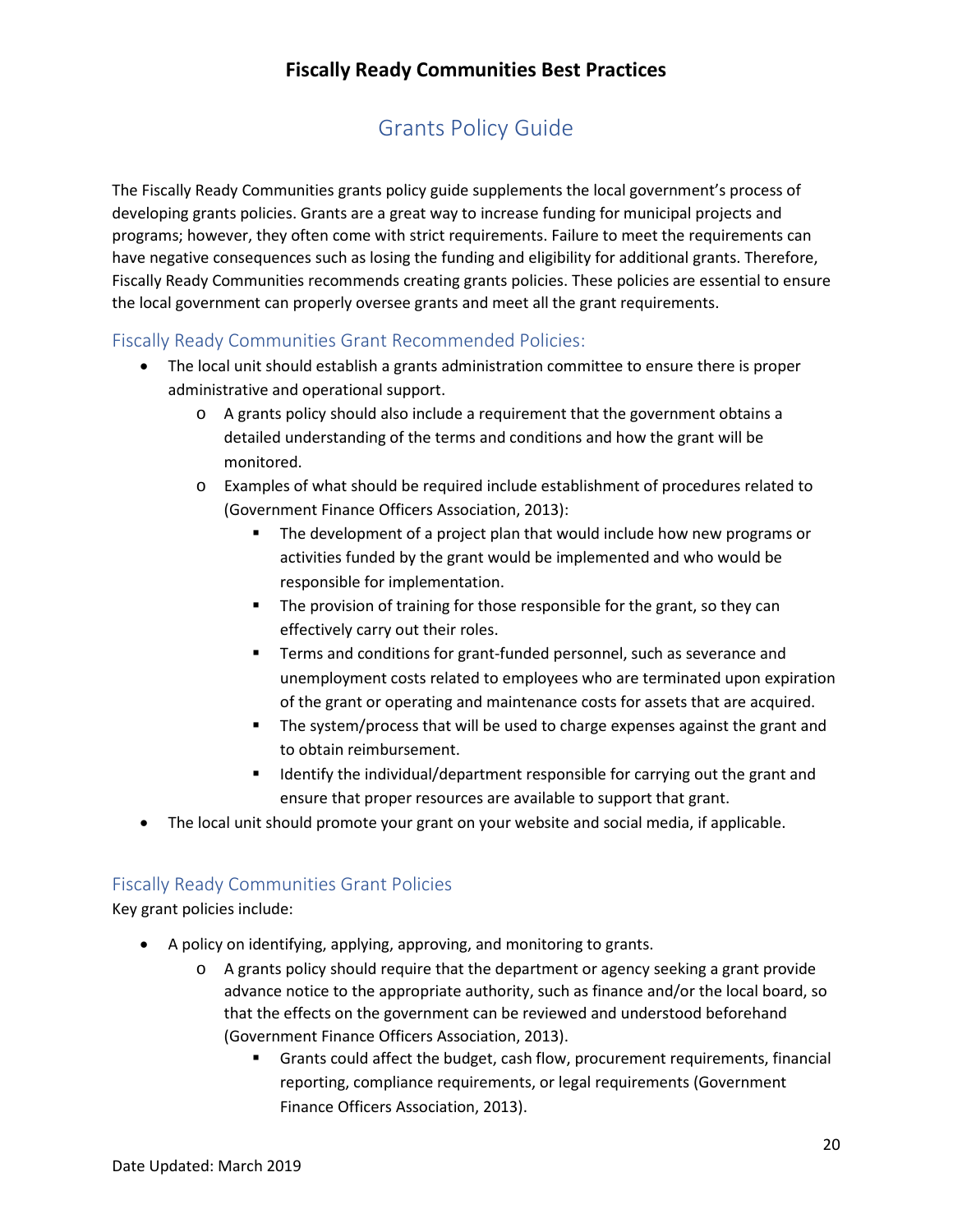## Grants Policy Guide

The Fiscally Ready Communities grants policy guide supplements the local government's process of developing grants policies. Grants are a great way to increase funding for municipal projects and programs; however, they often come with strict requirements. Failure to meet the requirements can have negative consequences such as losing the funding and eligibility for additional grants. Therefore, Fiscally Ready Communities recommends creating grants policies. These policies are essential to ensure the local government can properly oversee grants and meet all the grant requirements.

### Fiscally Ready Communities Grant Recommended Policies:

- The local unit should establish a grants administration committee to ensure there is proper administrative and operational support.
  - A grants policy should also include a requirement that the government obtains a detailed understanding of the terms and conditions and how the grant will be monitored.
  - Examples of what should be required include establishment of procedures related to (Government Finance Officers Association, 2013):
    - The development of a project plan that would include how new programs or activities funded by the grant would be implemented and who would be responsible for implementation.
    - The provision of training for those responsible for the grant, so they can effectively carry out their roles.
    - Terms and conditions for grant-funded personnel, such as severance and unemployment costs related to employees who are terminated upon expiration of the grant or operating and maintenance costs for assets that are acquired.
    - The system/process that will be used to charge expenses against the grant and to obtain reimbursement.
    - Identify the individual/department responsible for carrying out the grant and ensure that proper resources are available to support that grant.
- The local unit should promote your grant on your website and social media, if applicable.

### Fiscally Ready Communities Grant Policies

Key grant policies include:

- A policy on identifying, applying, approving, and monitoring to grants.
  - A grants policy should require that the department or agency seeking a grant provide advance notice to the appropriate authority, such as finance and/or the local board, so that the effects on the government can be reviewed and understood beforehand (Government Finance Officers Association, 2013).
    - Grants could affect the budget, cash flow, procurement requirements, financial reporting, compliance requirements, or legal requirements (Government Finance Officers Association, 2013).

Date Updated: March 2019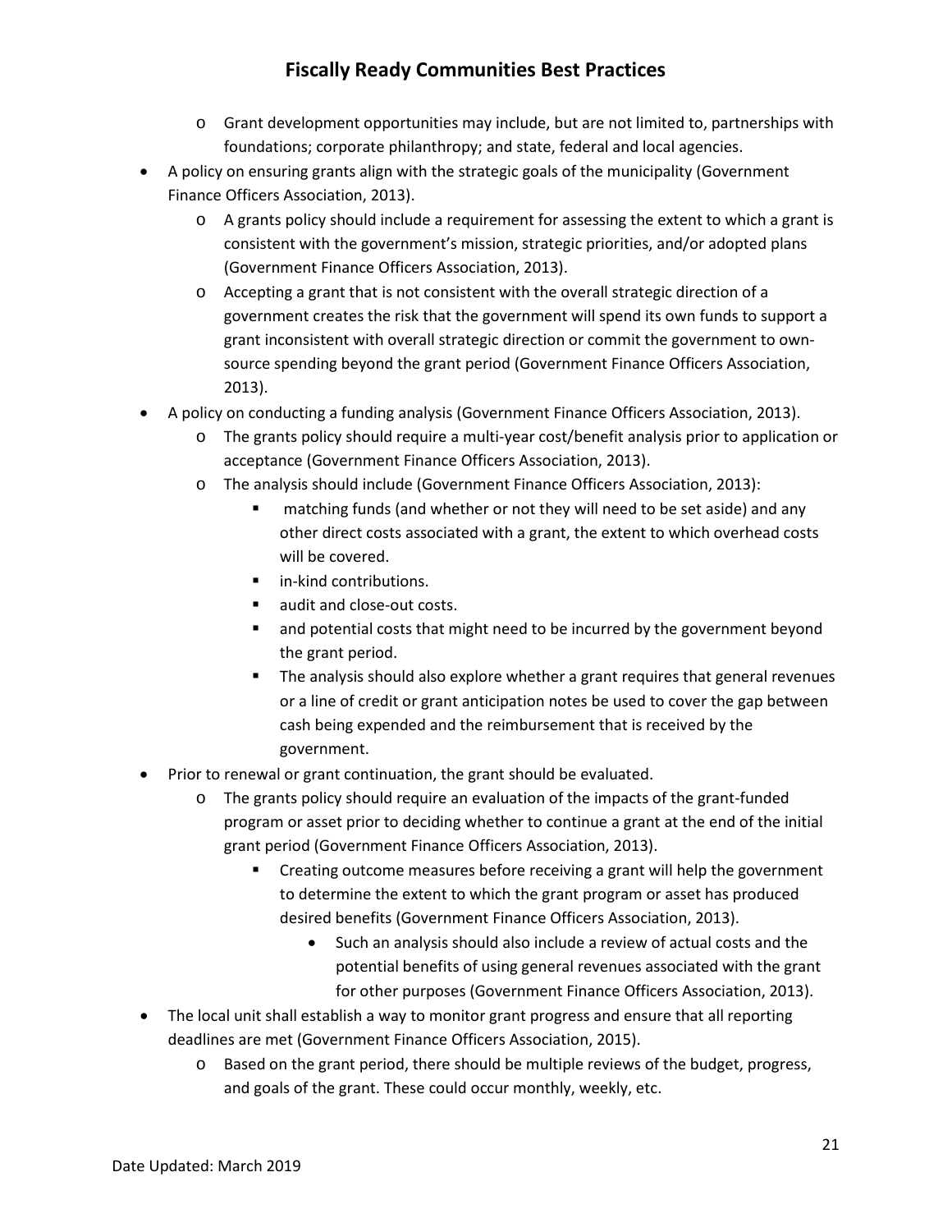- Grant development opportunities may include, but are not limited to, partnerships with foundations; corporate philanthropy; and state, federal and local agencies.
- A policy on ensuring grants align with the strategic goals of the municipality (Government Finance Officers Association, 2013).
    - A grants policy should include a requirement for assessing the extent to which a grant is consistent with the government's mission, strategic priorities, and/or adopted plans (Government Finance Officers Association, 2013).
    - Accepting a grant that is not consistent with the overall strategic direction of a government creates the risk that the government will spend its own funds to support a grant inconsistent with overall strategic direction or commit the government to own-source spending beyond the grant period (Government Finance Officers Association, 2013).
- A policy on conducting a funding analysis (Government Finance Officers Association, 2013).
    - The grants policy should require a multi-year cost/benefit analysis prior to application or acceptance (Government Finance Officers Association, 2013).
    - The analysis should include (Government Finance Officers Association, 2013):
        - matching funds (and whether or not they will need to be set aside) and any other direct costs associated with a grant, the extent to which overhead costs will be covered.
        - in-kind contributions.
        - audit and close-out costs.
        - and potential costs that might need to be incurred by the government beyond the grant period.
        - The analysis should also explore whether a grant requires that general revenues or a line of credit or grant anticipation notes be used to cover the gap between cash being expended and the reimbursement that is received by the government.
- Prior to renewal or grant continuation, the grant should be evaluated.
    - The grants policy should require an evaluation of the impacts of the grant-funded program or asset prior to deciding whether to continue a grant at the end of the initial grant period (Government Finance Officers Association, 2013).
        - Creating outcome measures before receiving a grant will help the government to determine the extent to which the grant program or asset has produced desired benefits (Government Finance Officers Association, 2013).
            - Such an analysis should also include a review of actual costs and the potential benefits of using general revenues associated with the grant for other purposes (Government Finance Officers Association, 2013).
- The local unit shall establish a way to monitor grant progress and ensure that all reporting deadlines are met (Government Finance Officers Association, 2015).
    - Based on the grant period, there should be multiple reviews of the budget, progress, and goals of the grant. These could occur monthly, weekly, etc.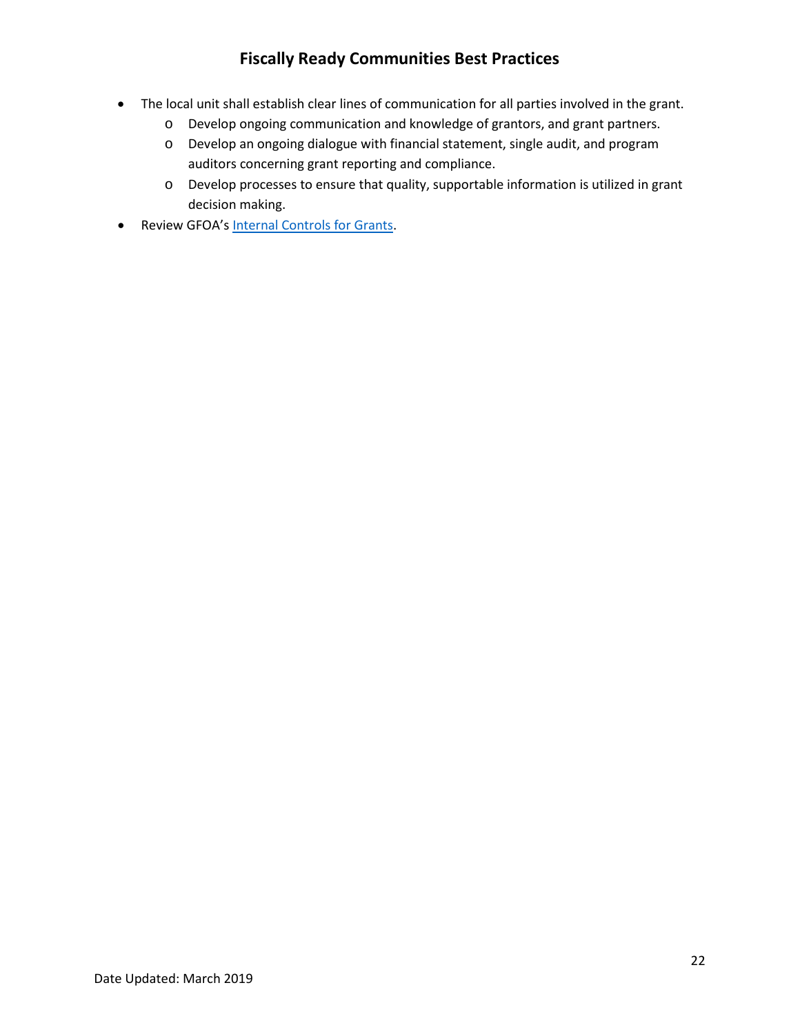- The local unit shall establish clear lines of communication for all parties involved in the grant.
  - Develop ongoing communication and knowledge of grantors, and grant partners.
  - Develop an ongoing dialogue with financial statement, single audit, and program auditors concerning grant reporting and compliance.
  - Develop processes to ensure that quality, supportable information is utilized in grant decision making.
- Review GFOA's Internal Controls for Grants.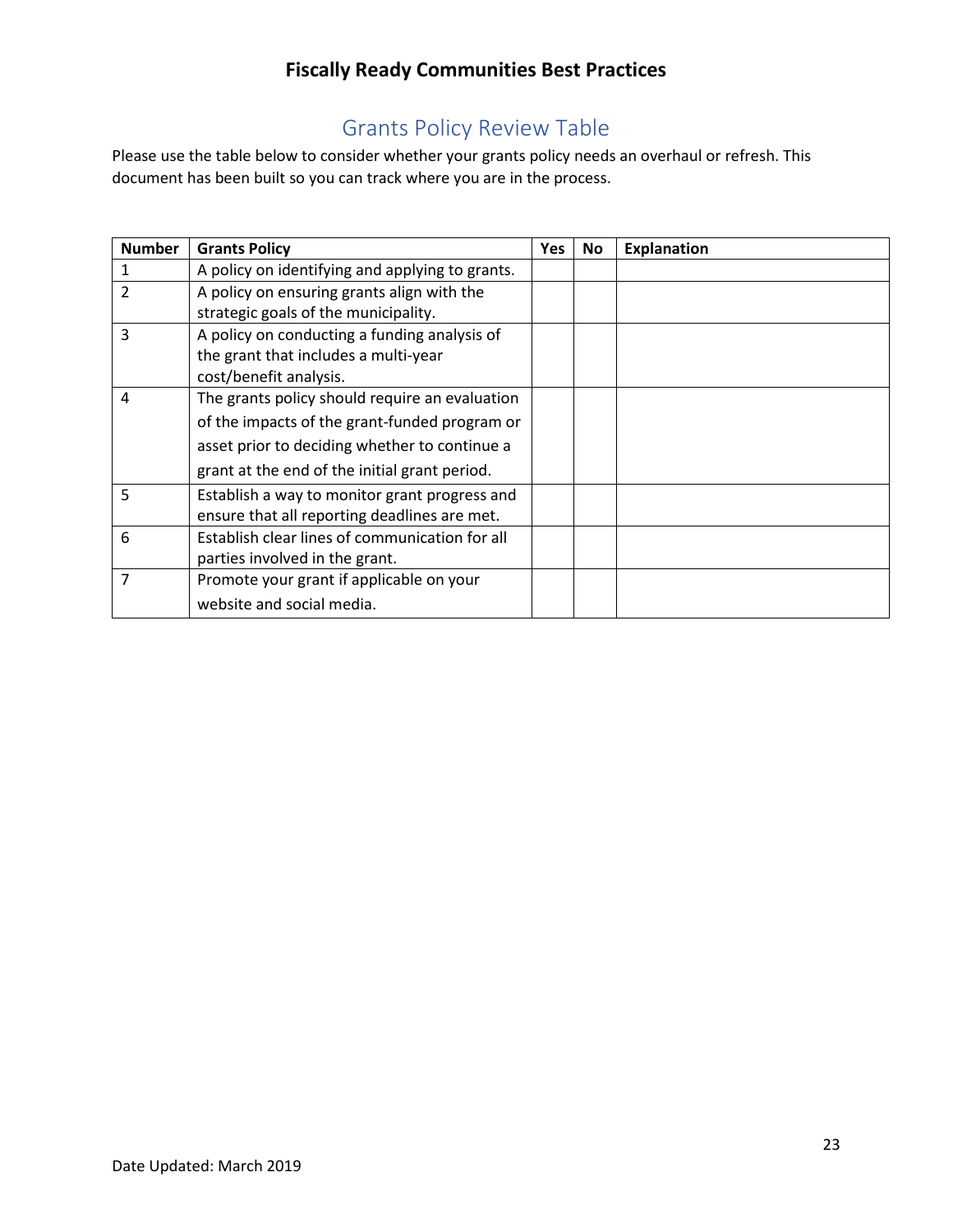# Grants Policy Review Table

Please use the table below to consider whether your grants policy needs an overhaul or refresh. This document has been built so you can track where you are in the process.

| Number | Grants Policy | Yes | No | Explanation |
|---|---|---|---|---|
| 1 | A policy on identifying and applying to grants. | | | |
| 2 | A policy on ensuring grants align with the strategic goals of the municipality. | | | |
| 3 | A policy on conducting a funding analysis of the grant that includes a multi-year cost/benefit analysis. | | | |
| 4 | The grants policy should require an evaluation of the impacts of the grant-funded program or asset prior to deciding whether to continue a grant at the end of the initial grant period. | | | |
| 5 | Establish a way to monitor grant progress and ensure that all reporting deadlines are met. | | | |
| 6 | Establish clear lines of communication for all parties involved in the grant. | | | |
| 7 | Promote your grant if applicable on your website and social media. | | | |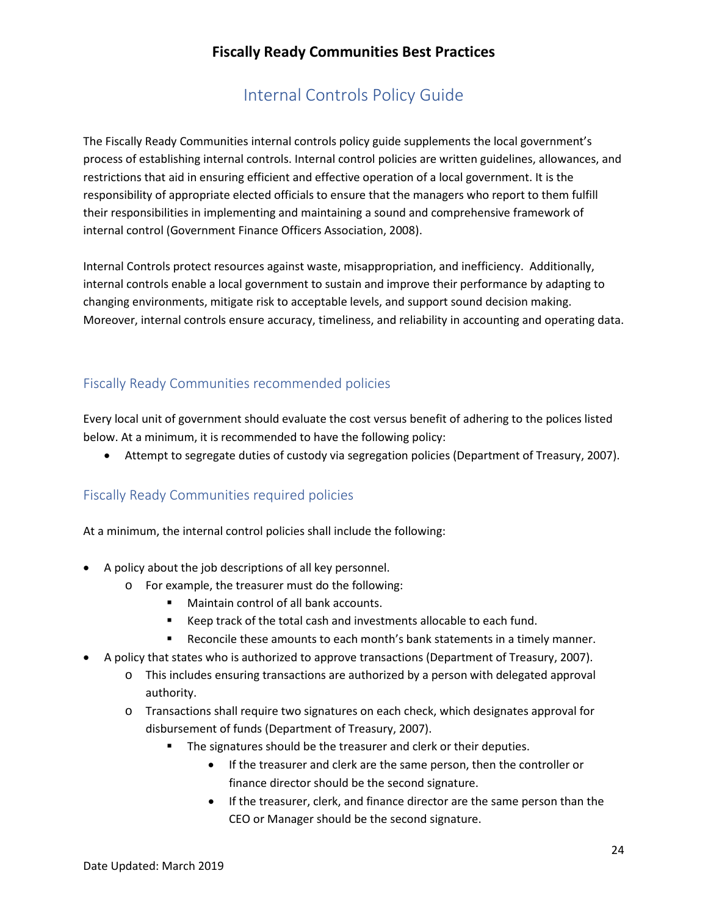# Fiscally Ready Communities Best Practices

## Internal Controls Policy Guide

The Fiscally Ready Communities internal controls policy guide supplements the local government's process of establishing internal controls. Internal control policies are written guidelines, allowances, and restrictions that aid in ensuring efficient and effective operation of a local government. It is the responsibility of appropriate elected officials to ensure that the managers who report to them fulfill their responsibilities in implementing and maintaining a sound and comprehensive framework of internal control (Government Finance Officers Association, 2008).

Internal Controls protect resources against waste, misappropriation, and inefficiency. Additionally, internal controls enable a local government to sustain and improve their performance by adapting to changing environments, mitigate risk to acceptable levels, and support sound decision making. Moreover, internal controls ensure accuracy, timeliness, and reliability in accounting and operating data.

### Fiscally Ready Communities recommended policies

Every local unit of government should evaluate the cost versus benefit of adhering to the polices listed below. At a minimum, it is recommended to have the following policy:

- Attempt to segregate duties of custody via segregation policies (Department of Treasury, 2007).

### Fiscally Ready Communities required policies

At a minimum, the internal control policies shall include the following:

- A policy about the job descriptions of all key personnel.
  - For example, the treasurer must do the following:
    - Maintain control of all bank accounts.
    - Keep track of the total cash and investments allocable to each fund.
    - Reconcile these amounts to each month's bank statements in a timely manner.
- A policy that states who is authorized to approve transactions (Department of Treasury, 2007).
  - This includes ensuring transactions are authorized by a person with delegated approval authority.
  - Transactions shall require two signatures on each check, which designates approval for disbursement of funds (Department of Treasury, 2007).
    - The signatures should be the treasurer and clerk or their deputies.
      - If the treasurer and clerk are the same person, then the controller or finance director should be the second signature.
      - If the treasurer, clerk, and finance director are the same person than the CEO or Manager should be the second signature.

Date Updated: March 2019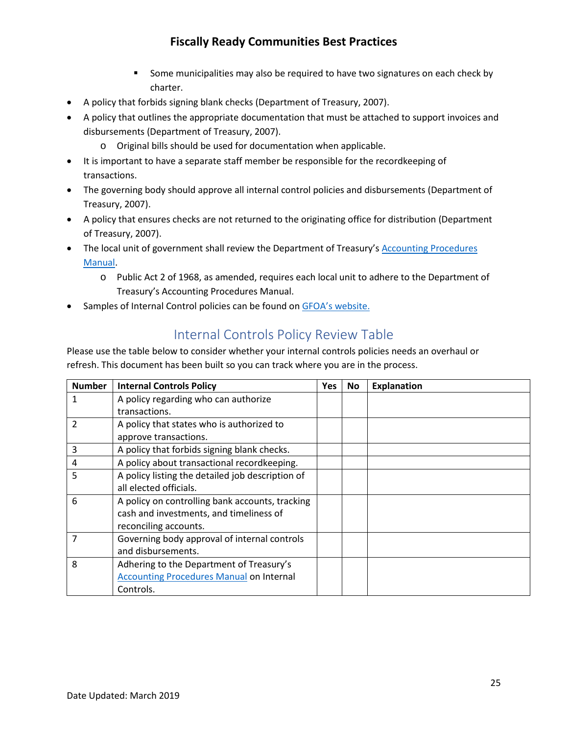- Some municipalities may also be required to have two signatures on each check by charter.
- A policy that forbids signing blank checks (Department of Treasury, 2007).
- A policy that outlines the appropriate documentation that must be attached to support invoices and disbursements (Department of Treasury, 2007).
    - Original bills should be used for documentation when applicable.
- It is important to have a separate staff member be responsible for the recordkeeping of transactions.
- The governing body should approve all internal control policies and disbursements (Department of Treasury, 2007).
- A policy that ensures checks are not returned to the originating office for distribution (Department of Treasury, 2007).
- The local unit of government shall review the Department of Treasury's Accounting Procedures Manual.
    - Public Act 2 of 1968, as amended, requires each local unit to adhere to the Department of Treasury's Accounting Procedures Manual.
- Samples of Internal Control policies can be found on GFOA's website.

## Internal Controls Policy Review Table

Please use the table below to consider whether your internal controls policies needs an overhaul or refresh. This document has been built so you can track where you are in the process.

| Number | Internal Controls Policy | Yes | No | Explanation |
|---|---|---|---|---|
| 1 | A policy regarding who can authorize transactions. | | | |
| 2 | A policy that states who is authorized to approve transactions. | | | |
| 3 | A policy that forbids signing blank checks. | | | |
| 4 | A policy about transactional recordkeeping. | | | |
| 5 | A policy listing the detailed job description of all elected officials. | | | |
| 6 | A policy on controlling bank accounts, tracking cash and investments, and timeliness of reconciling accounts. | | | |
| 7 | Governing body approval of internal controls and disbursements. | | | |
| 8 | Adhering to the Department of Treasury's Accounting Procedures Manual on Internal Controls. | | | |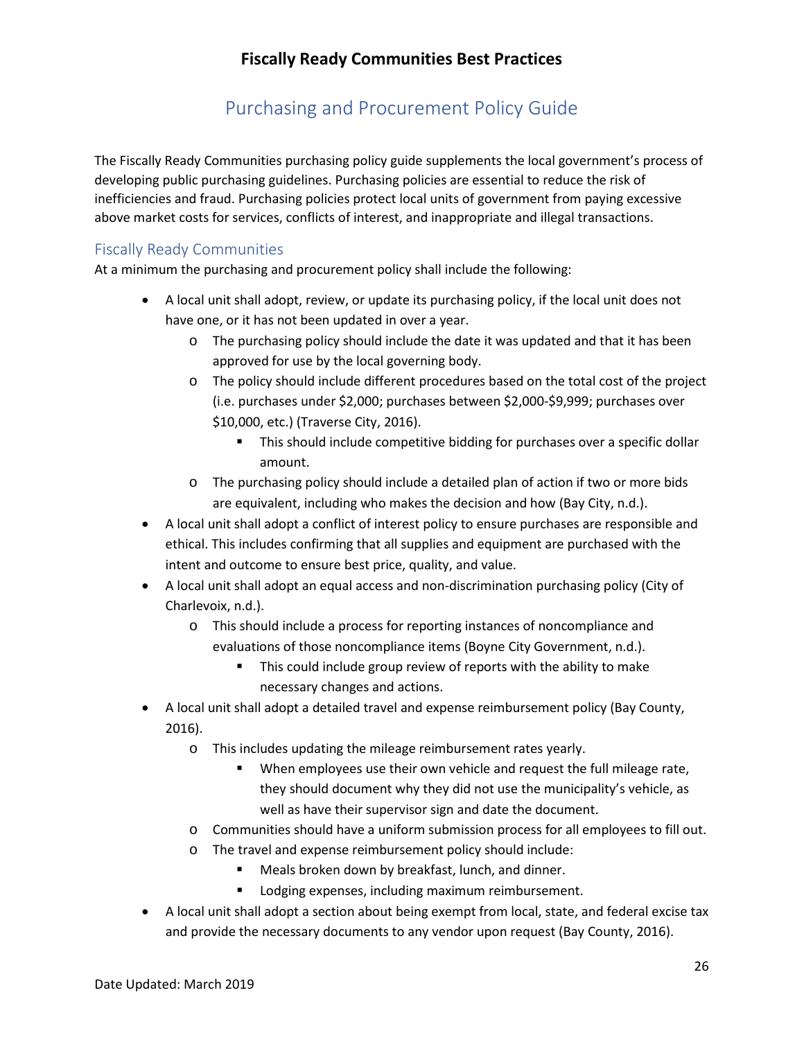# Fiscally Ready Communities Best Practices

## Purchasing and Procurement Policy Guide

The Fiscally Ready Communities purchasing policy guide supplements the local government's process of developing public purchasing guidelines. Purchasing policies are essential to reduce the risk of inefficiencies and fraud. Purchasing policies protect local units of government from paying excessive above market costs for services, conflicts of interest, and inappropriate and illegal transactions.

### Fiscally Ready Communities

At a minimum the purchasing and procurement policy shall include the following:

- A local unit shall adopt, review, or update its purchasing policy, if the local unit does not have one, or it has not been updated in over a year.
  - The purchasing policy should include the date it was updated and that it has been approved for use by the local governing body.
  - The policy should include different procedures based on the total cost of the project (i.e. purchases under $2,000; purchases between $2,000-$9,999; purchases over $10,000, etc.) (Traverse City, 2016).
    - This should include competitive bidding for purchases over a specific dollar amount.
  - The purchasing policy should include a detailed plan of action if two or more bids are equivalent, including who makes the decision and how (Bay City, n.d.).
- A local unit shall adopt a conflict of interest policy to ensure purchases are responsible and ethical. This includes confirming that all supplies and equipment are purchased with the intent and outcome to ensure best price, quality, and value.
- A local unit shall adopt an equal access and non-discrimination purchasing policy (City of Charlevoix, n.d.).
  - This should include a process for reporting instances of noncompliance and evaluations of those noncompliance items (Boyne City Government, n.d.).
    - This could include group review of reports with the ability to make necessary changes and actions.
- A local unit shall adopt a detailed travel and expense reimbursement policy (Bay County, 2016).
  - This includes updating the mileage reimbursement rates yearly.
    - When employees use their own vehicle and request the full mileage rate, they should document why they did not use the municipality's vehicle, as well as have their supervisor sign and date the document.
  - Communities should have a uniform submission process for all employees to fill out.
  - The travel and expense reimbursement policy should include:
    - Meals broken down by breakfast, lunch, and dinner.
    - Lodging expenses, including maximum reimbursement.
- A local unit shall adopt a section about being exempt from local, state, and federal excise tax and provide the necessary documents to any vendor upon request (Bay County, 2016).

Date Updated: March 2019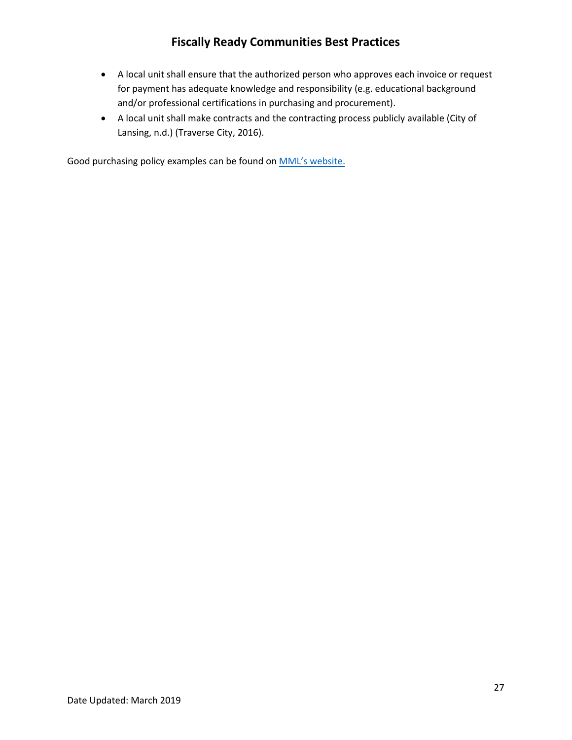- A local unit shall ensure that the authorized person who approves each invoice or request for payment has adequate knowledge and responsibility (e.g. educational background and/or professional certifications in purchasing and procurement).
- A local unit shall make contracts and the contracting process publicly available (City of Lansing, n.d.) (Traverse City, 2016).

Good purchasing policy examples can be found on [MML's website.]()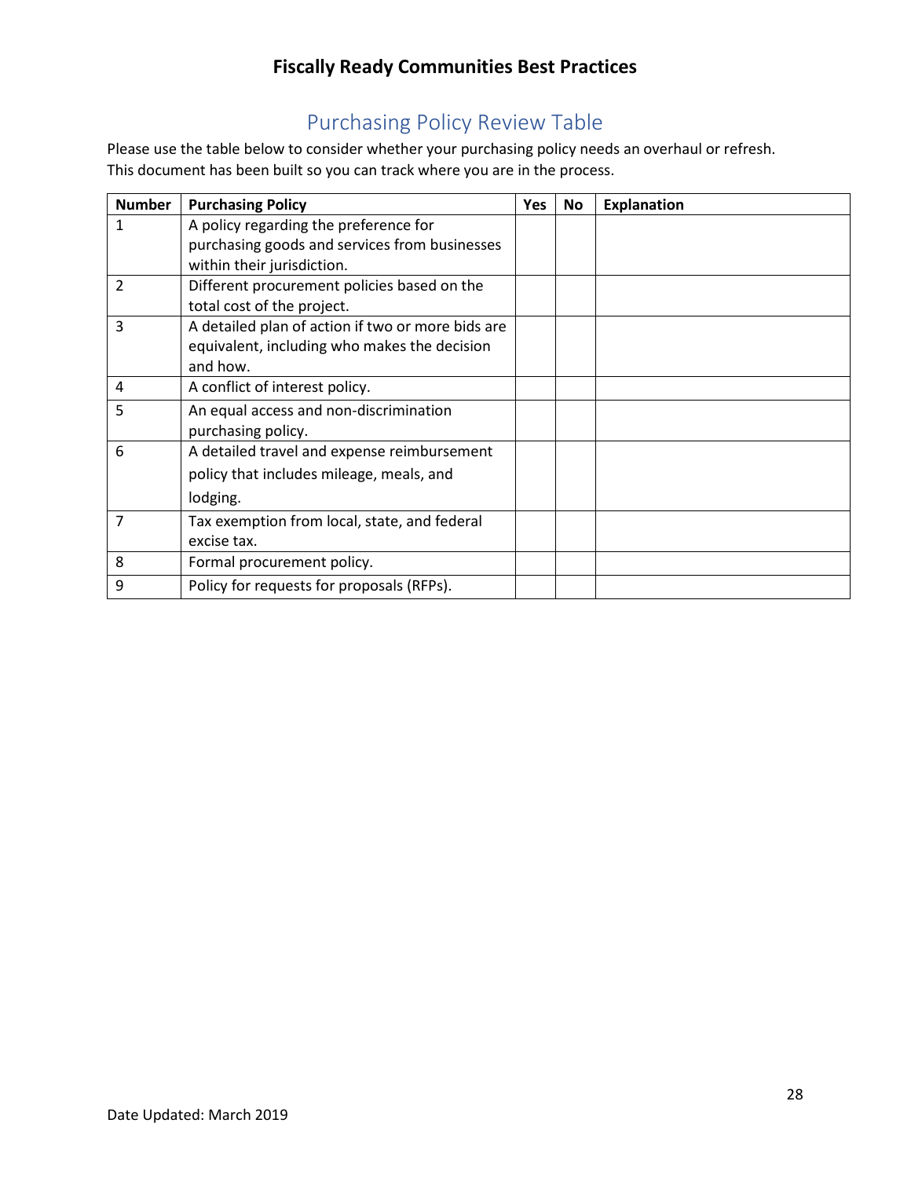# Fiscally Ready Communities Best Practices

## Purchasing Policy Review Table

Please use the table below to consider whether your purchasing policy needs an overhaul or refresh. This document has been built so you can track where you are in the process.

| Number | Purchasing Policy | Yes | No | Explanation |
|---|---|---|---|---|
| 1 | A policy regarding the preference for purchasing goods and services from businesses within their jurisdiction. | | | |
| 2 | Different procurement policies based on the total cost of the project. | | | |
| 3 | A detailed plan of action if two or more bids are equivalent, including who makes the decision and how. | | | |
| 4 | A conflict of interest policy. | | | |
| 5 | An equal access and non-discrimination purchasing policy. | | | |
| 6 | A detailed travel and expense reimbursement policy that includes mileage, meals, and lodging. | | | |
| 7 | Tax exemption from local, state, and federal excise tax. | | | |
| 8 | Formal procurement policy. | | | |
| 9 | Policy for requests for proposals (RFPs). | | | |

Date Updated: March 2019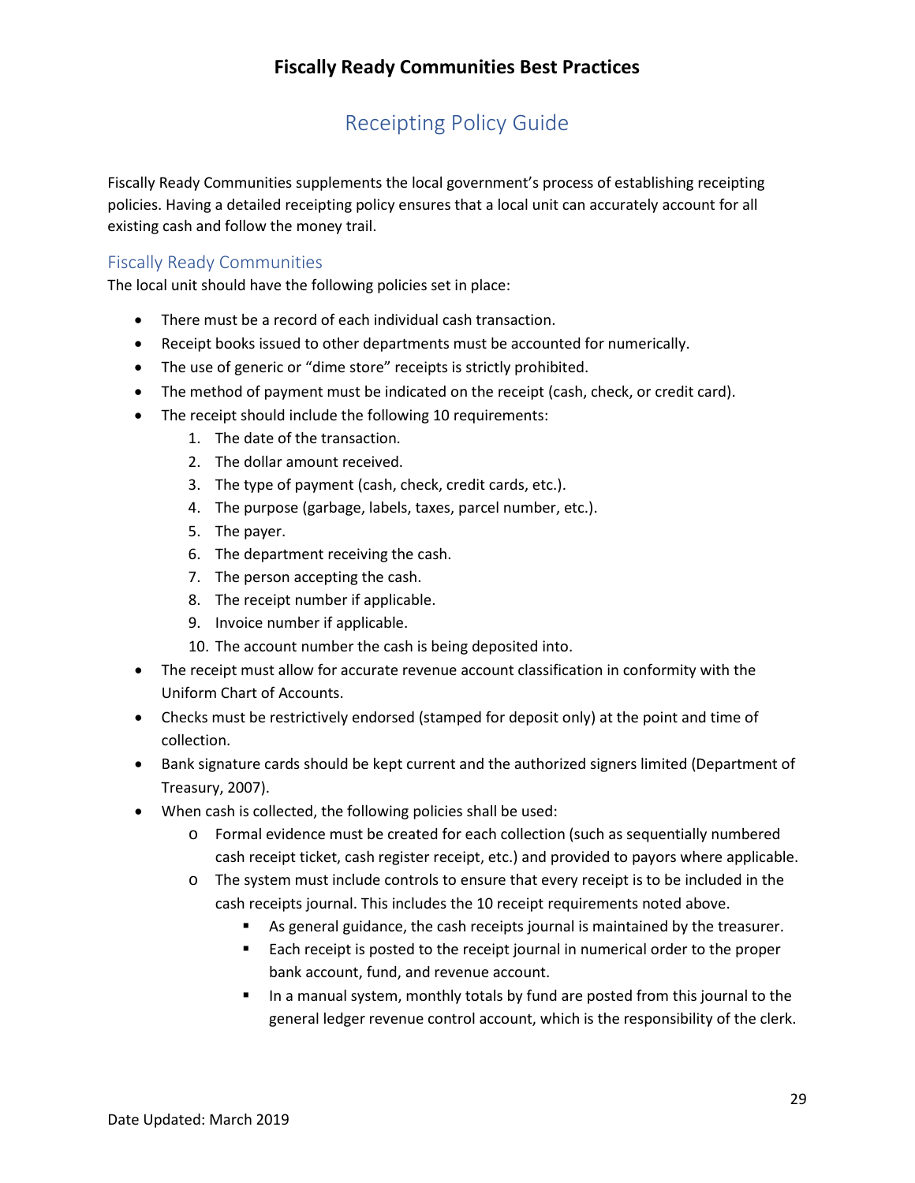# Fiscally Ready Communities Best Practices

## Receipting Policy Guide

Fiscally Ready Communities supplements the local government's process of establishing receipting policies. Having a detailed receipting policy ensures that a local unit can accurately account for all existing cash and follow the money trail.

### Fiscally Ready Communities

The local unit should have the following policies set in place:

- There must be a record of each individual cash transaction.
- Receipt books issued to other departments must be accounted for numerically.
- The use of generic or "dime store" receipts is strictly prohibited.
- The method of payment must be indicated on the receipt (cash, check, or credit card).
- The receipt should include the following 10 requirements:
    1. The date of the transaction.
    2. The dollar amount received.
    3. The type of payment (cash, check, credit cards, etc.).
    4. The purpose (garbage, labels, taxes, parcel number, etc.).
    5. The payer.
    6. The department receiving the cash.
    7. The person accepting the cash.
    8. The receipt number if applicable.
    9. Invoice number if applicable.
    10. The account number the cash is being deposited into.
- The receipt must allow for accurate revenue account classification in conformity with the Uniform Chart of Accounts.
- Checks must be restrictively endorsed (stamped for deposit only) at the point and time of collection.
- Bank signature cards should be kept current and the authorized signers limited (Department of Treasury, 2007).
- When cash is collected, the following policies shall be used:
    - Formal evidence must be created for each collection (such as sequentially numbered cash receipt ticket, cash register receipt, etc.) and provided to payors where applicable.
    - The system must include controls to ensure that every receipt is to be included in the cash receipts journal. This includes the 10 receipt requirements noted above.
        - As general guidance, the cash receipts journal is maintained by the treasurer.
        - Each receipt is posted to the receipt journal in numerical order to the proper bank account, fund, and revenue account.
        - In a manual system, monthly totals by fund are posted from this journal to the general ledger revenue control account, which is the responsibility of the clerk.

Date Updated: March 2019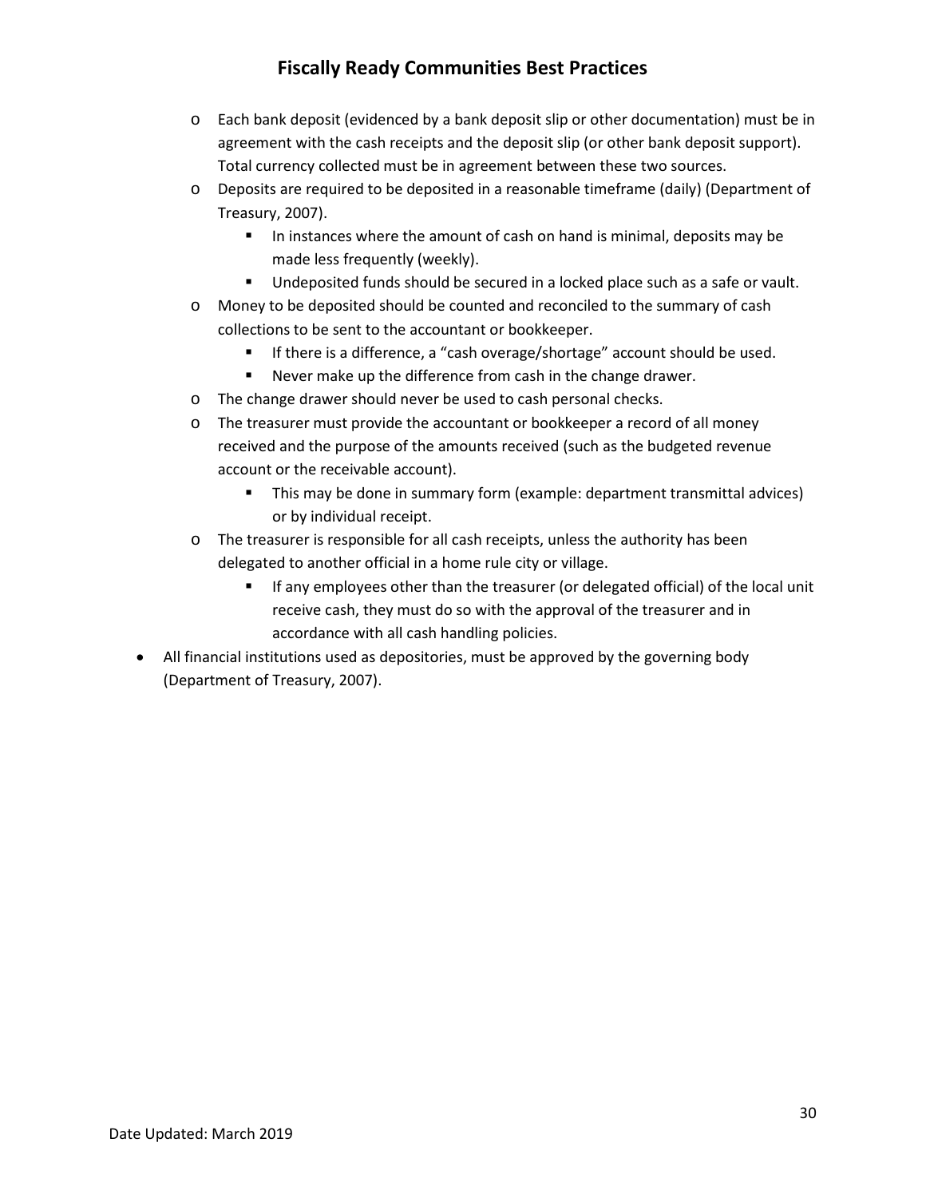- Each bank deposit (evidenced by a bank deposit slip or other documentation) must be in agreement with the cash receipts and the deposit slip (or other bank deposit support). Total currency collected must be in agreement between these two sources.
    - Deposits are required to be deposited in a reasonable timeframe (daily) (Department of Treasury, 2007).
        - In instances where the amount of cash on hand is minimal, deposits may be made less frequently (weekly).
        - Undeposited funds should be secured in a locked place such as a safe or vault.
    - Money to be deposited should be counted and reconciled to the summary of cash collections to be sent to the accountant or bookkeeper.
        - If there is a difference, a "cash overage/shortage" account should be used.
        - Never make up the difference from cash in the change drawer.
    - The change drawer should never be used to cash personal checks.
    - The treasurer must provide the accountant or bookkeeper a record of all money received and the purpose of the amounts received (such as the budgeted revenue account or the receivable account).
        - This may be done in summary form (example: department transmittal advices) or by individual receipt.
    - The treasurer is responsible for all cash receipts, unless the authority has been delegated to another official in a home rule city or village.
        - If any employees other than the treasurer (or delegated official) of the local unit receive cash, they must do so with the approval of the treasurer and in accordance with all cash handling policies.
- All financial institutions used as depositories, must be approved by the governing body (Department of Treasury, 2007).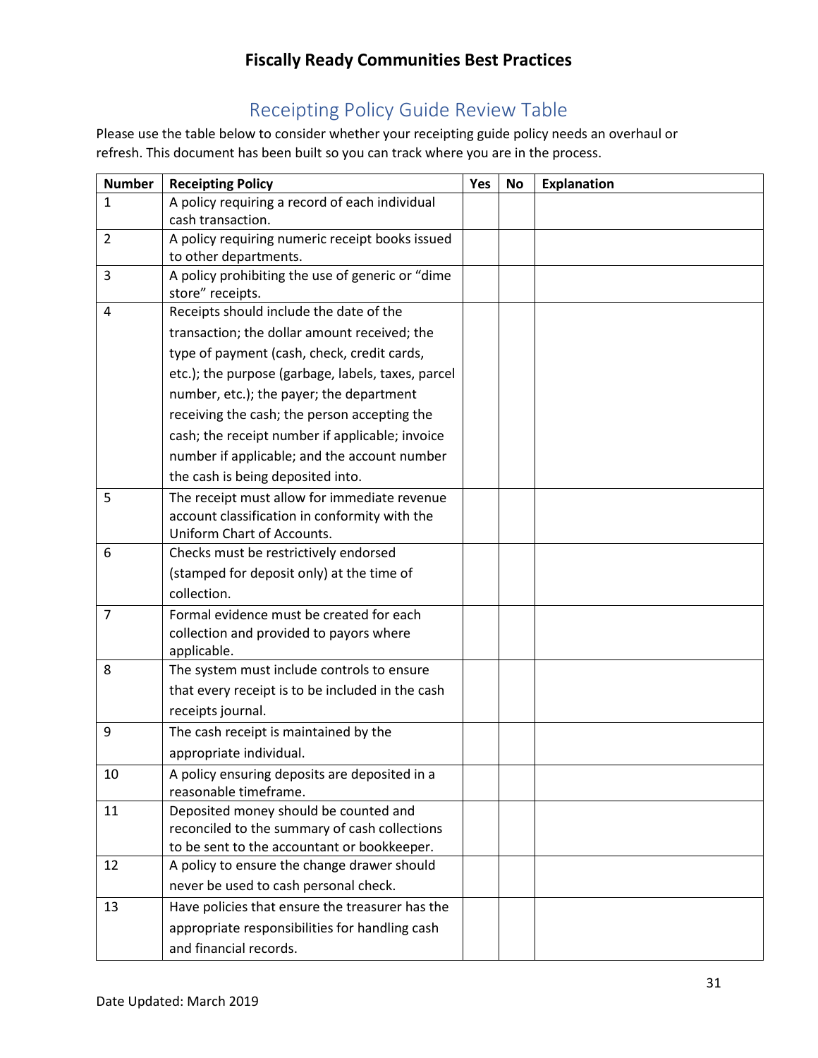# Fiscally Ready Communities Best Practices

## Receipting Policy Guide Review Table

Please use the table below to consider whether your receipting guide policy needs an overhaul or refresh. This document has been built so you can track where you are in the process.

| Number | Receipting Policy | Yes | No | Explanation |
|---|---|---|---|---|
| 1 | A policy requiring a record of each individual cash transaction. | | | |
| 2 | A policy requiring numeric receipt books issued to other departments. | | | |
| 3 | A policy prohibiting the use of generic or "dime store" receipts. | | | |
| 4 | Receipts should include the date of the transaction; the dollar amount received; the type of payment (cash, check, credit cards, etc.); the purpose (garbage, labels, taxes, parcel number, etc.); the payer; the department receiving the cash; the person accepting the cash; the receipt number if applicable; invoice number if applicable; and the account number the cash is being deposited into. | | | |
| 5 | The receipt must allow for immediate revenue account classification in conformity with the Uniform Chart of Accounts. | | | |
| 6 | Checks must be restrictively endorsed (stamped for deposit only) at the time of collection. | | | |
| 7 | Formal evidence must be created for each collection and provided to payors where applicable. | | | |
| 8 | The system must include controls to ensure that every receipt is to be included in the cash receipts journal. | | | |
| 9 | The cash receipt is maintained by the appropriate individual. | | | |
| 10 | A policy ensuring deposits are deposited in a reasonable timeframe. | | | |
| 11 | Deposited money should be counted and reconciled to the summary of cash collections to be sent to the accountant or bookkeeper. | | | |
| 12 | A policy to ensure the change drawer should never be used to cash personal check. | | | |
| 13 | Have policies that ensure the treasurer has the appropriate responsibilities for handling cash and financial records. | | | |

Date Updated: March 2019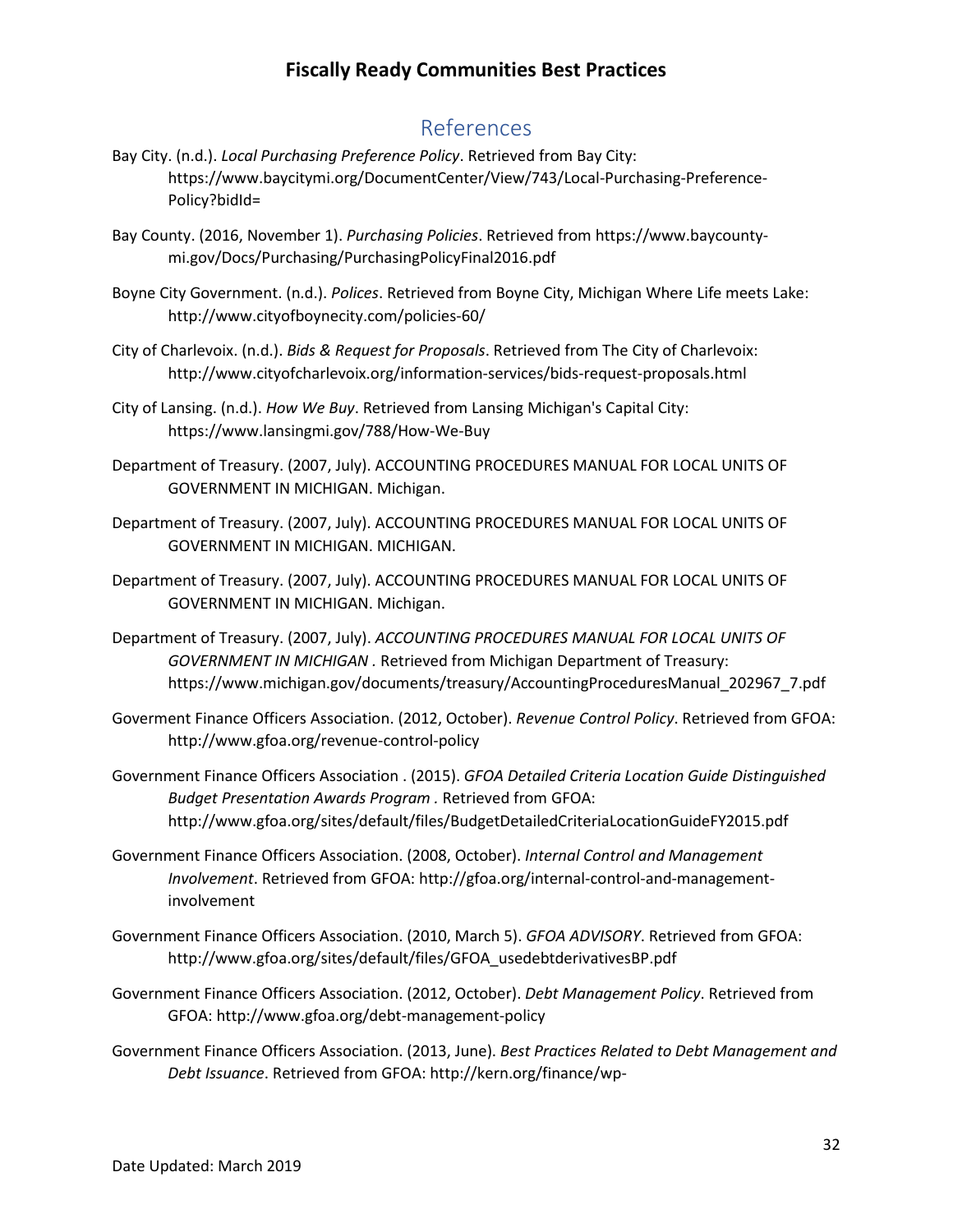## References

Bay City. (n.d.). *Local Purchasing Preference Policy*. Retrieved from Bay City: https://www.baycitymi.org/DocumentCenter/View/743/Local-Purchasing-Preference-Policy?bidId=

Bay County. (2016, November 1). *Purchasing Policies*. Retrieved from https://www.baycounty-mi.gov/Docs/Purchasing/PurchasingPolicyFinal2016.pdf

Boyne City Government. (n.d.). *Polices*. Retrieved from Boyne City, Michigan Where Life meets Lake: http://www.cityofboynecity.com/policies-60/

City of Charlevoix. (n.d.). *Bids & Request for Proposals*. Retrieved from The City of Charlevoix: http://www.cityofcharlevoix.org/information-services/bids-request-proposals.html

City of Lansing. (n.d.). *How We Buy*. Retrieved from Lansing Michigan's Capital City: https://www.lansingmi.gov/788/How-We-Buy

Department of Treasury. (2007, July). ACCOUNTING PROCEDURES MANUAL FOR LOCAL UNITS OF GOVERNMENT IN MICHIGAN. Michigan.

Department of Treasury. (2007, July). ACCOUNTING PROCEDURES MANUAL FOR LOCAL UNITS OF GOVERNMENT IN MICHIGAN. MICHIGAN.

Department of Treasury. (2007, July). ACCOUNTING PROCEDURES MANUAL FOR LOCAL UNITS OF GOVERNMENT IN MICHIGAN. Michigan.

Department of Treasury. (2007, July). *ACCOUNTING PROCEDURES MANUAL FOR LOCAL UNITS OF GOVERNMENT IN MICHIGAN* . Retrieved from Michigan Department of Treasury: https://www.michigan.gov/documents/treasury/AccountingProceduresManual_202967_7.pdf

Goverment Finance Officers Association. (2012, October). *Revenue Control Policy*. Retrieved from GFOA: http://www.gfoa.org/revenue-control-policy

Government Finance Officers Association . (2015). *GFOA Detailed Criteria Location Guide Distinguished Budget Presentation Awards Program* . Retrieved from GFOA: http://www.gfoa.org/sites/default/files/BudgetDetailedCriteriaLocationGuideFY2015.pdf

Government Finance Officers Association. (2008, October). *Internal Control and Management Involvement*. Retrieved from GFOA: http://gfoa.org/internal-control-and-management-involvement

Government Finance Officers Association. (2010, March 5). *GFOA ADVISORY*. Retrieved from GFOA: http://www.gfoa.org/sites/default/files/GFOA_usedebtderivativesBP.pdf

Government Finance Officers Association. (2012, October). *Debt Management Policy*. Retrieved from GFOA: http://www.gfoa.org/debt-management-policy

Government Finance Officers Association. (2013, June). *Best Practices Related to Debt Management and Debt Issuance*. Retrieved from GFOA: http://kern.org/finance/wp-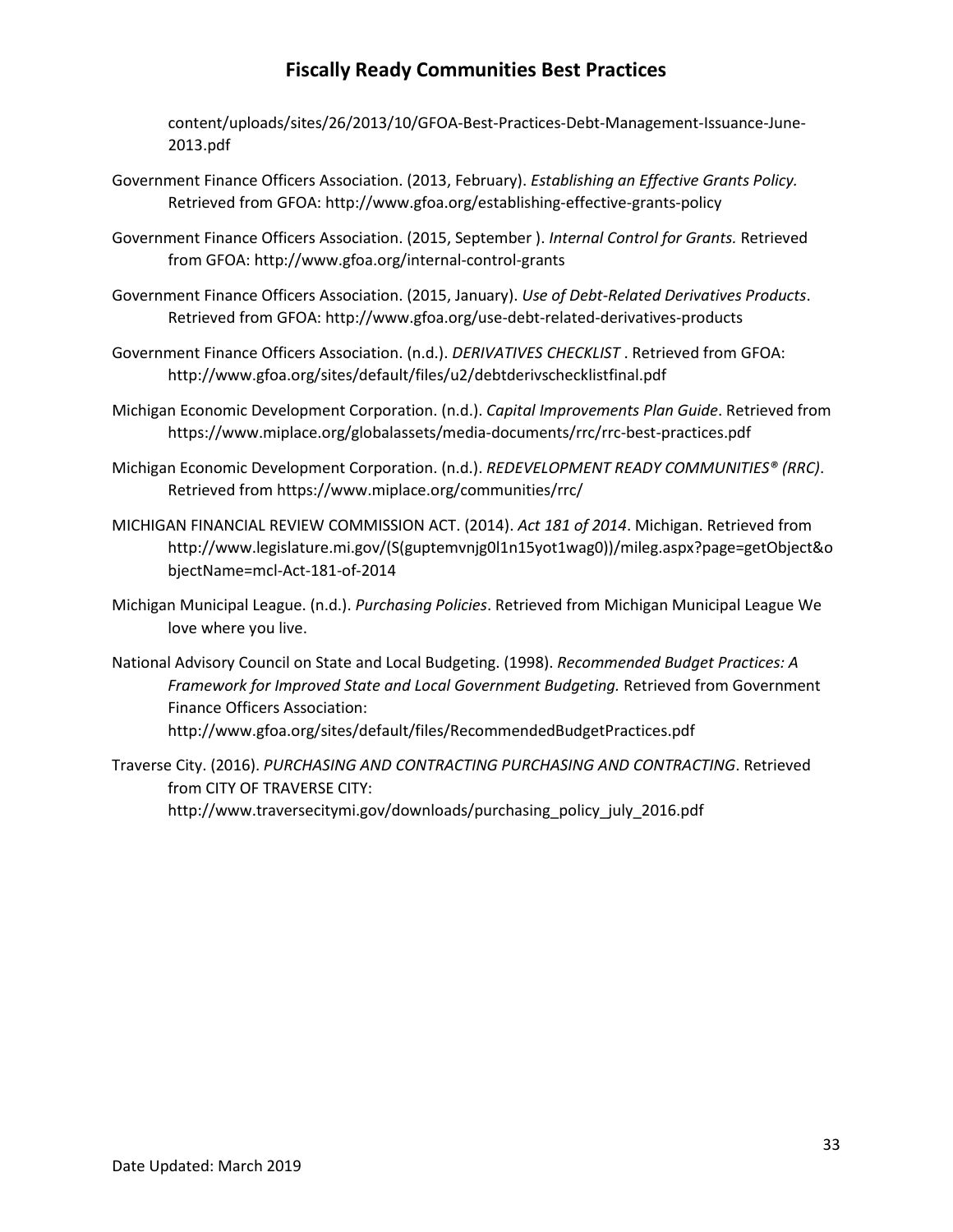content/uploads/sites/26/2013/10/GFOA-Best-Practices-Debt-Management-Issuance-June-2013.pdf

Government Finance Officers Association. (2013, February). *Establishing an Effective Grants Policy.* Retrieved from GFOA: http://www.gfoa.org/establishing-effective-grants-policy

Government Finance Officers Association. (2015, September ). *Internal Control for Grants.* Retrieved from GFOA: http://www.gfoa.org/internal-control-grants

Government Finance Officers Association. (2015, January). *Use of Debt-Related Derivatives Products*. Retrieved from GFOA: http://www.gfoa.org/use-debt-related-derivatives-products

Government Finance Officers Association. (n.d.). *DERIVATIVES CHECKLIST* . Retrieved from GFOA: http://www.gfoa.org/sites/default/files/u2/debtderivschecklistfinal.pdf

Michigan Economic Development Corporation. (n.d.). *Capital Improvements Plan Guide*. Retrieved from https://www.miplace.org/globalassets/media-documents/rrc/rrc-best-practices.pdf

Michigan Economic Development Corporation. (n.d.). *REDEVELOPMENT READY COMMUNITIES® (RRC)*. Retrieved from https://www.miplace.org/communities/rrc/

MICHIGAN FINANCIAL REVIEW COMMISSION ACT. (2014). *Act 181 of 2014*. Michigan. Retrieved from http://www.legislature.mi.gov/(S(guptemvnjg0l1n15yot1wag0))/mileg.aspx?page=getObject&objectName=mcl-Act-181-of-2014

Michigan Municipal League. (n.d.). *Purchasing Policies*. Retrieved from Michigan Municipal League We love where you live.

National Advisory Council on State and Local Budgeting. (1998). *Recommended Budget Practices: A Framework for Improved State and Local Government Budgeting.* Retrieved from Government Finance Officers Association: http://www.gfoa.org/sites/default/files/RecommendedBudgetPractices.pdf

Traverse City. (2016). *PURCHASING AND CONTRACTING PURCHASING AND CONTRACTING*. Retrieved from CITY OF TRAVERSE CITY: http://www.traversecitymi.gov/downloads/purchasing_policy_july_2016.pdf